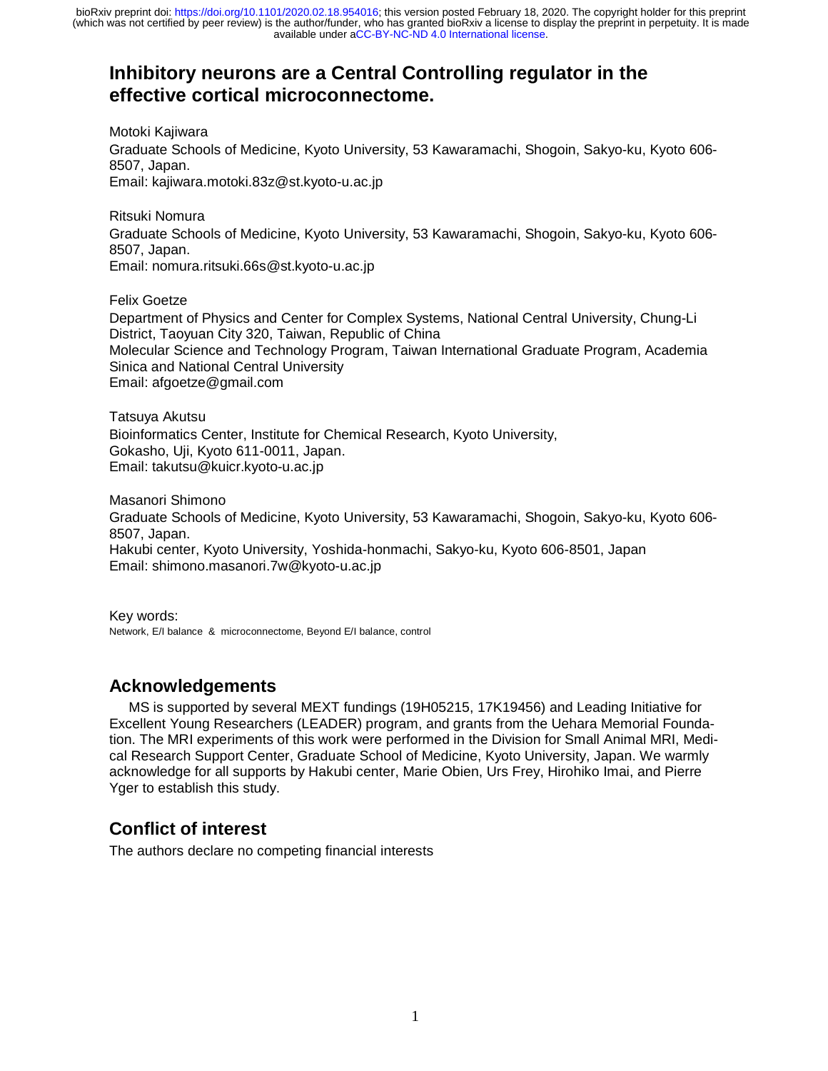# Inhibitory neurons are a Central Controlling regulator in the effective cortical microconnectome.

Motoki Kajiwara
Graduate Schools of Medicine, Kyoto University, 53 Kawaramachi, Shogoin, Sakyo-ku, Kyoto 606-8507, Japan.
Email: kajiwara.motoki.83z@st.kyoto-u.ac.jp

Ritsuki Nomura
Graduate Schools of Medicine, Kyoto University, 53 Kawaramachi, Shogoin, Sakyo-ku, Kyoto 606-8507, Japan.
Email: nomura.ritsuki.66s@st.kyoto-u.ac.jp

Felix Goetze
Department of Physics and Center for Complex Systems, National Central University, Chung-Li District, Taoyuan City 320, Taiwan, Republic of China
Molecular Science and Technology Program, Taiwan International Graduate Program, Academia Sinica and National Central University
Email: afgoetze@gmail.com

Tatsuya Akutsu
Bioinformatics Center, Institute for Chemical Research, Kyoto University,
Gokasho, Uji, Kyoto 611-0011, Japan.
Email: takutsu@kuicr.kyoto-u.ac.jp

Masanori Shimono
Graduate Schools of Medicine, Kyoto University, 53 Kawaramachi, Shogoin, Sakyo-ku, Kyoto 606-8507, Japan.
Hakubi center, Kyoto University, Yoshida-honmachi, Sakyo-ku, Kyoto 606-8501, Japan
Email: shimono.masanori.7w@kyoto-u.ac.jp

Key words:
Network, E/I balance & microconnectome, Beyond E/I balance, control

## Acknowledgements

MS is supported by several MEXT fundings (19H05215, 17K19456) and Leading Initiative for Excellent Young Researchers (LEADER) program, and grants from the Uehara Memorial Foundation. The MRI experiments of this work were performed in the Division for Small Animal MRI, Medical Research Support Center, Graduate School of Medicine, Kyoto University, Japan. We warmly acknowledge for all supports by Hakubi center, Marie Obien, Urs Frey, Hirohiko Imai, and Pierre Yger to establish this study.

## Conflict of interest

The authors declare no competing financial interests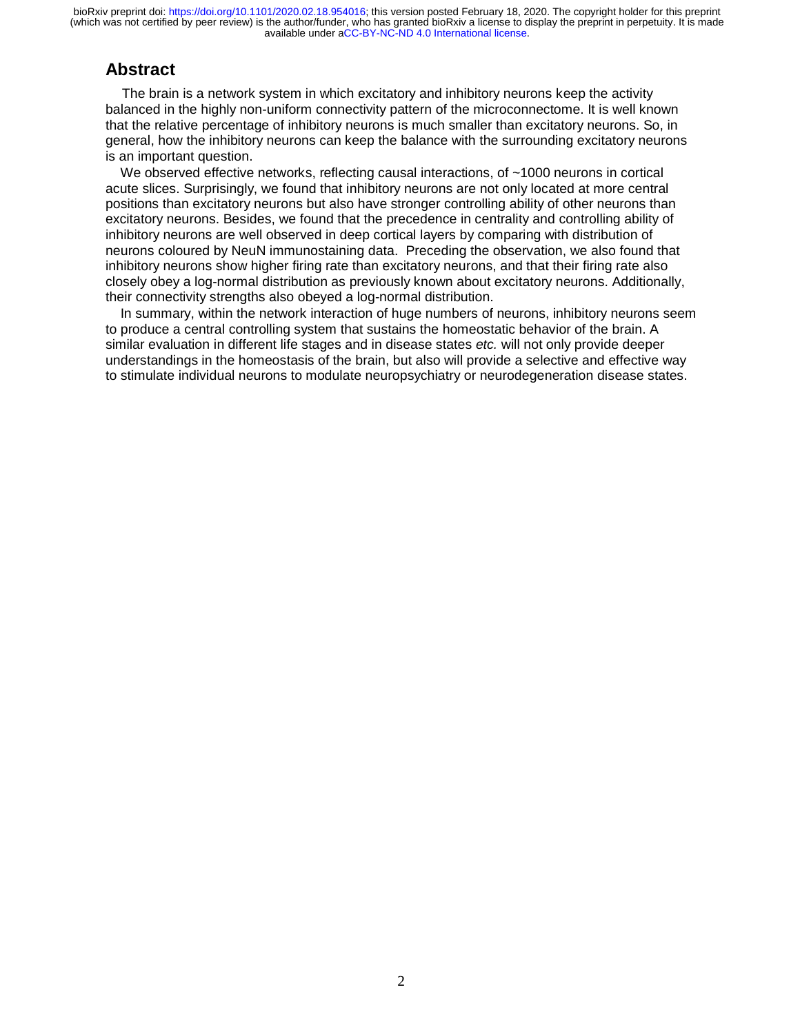## Abstract

The brain is a network system in which excitatory and inhibitory neurons keep the activity balanced in the highly non-uniform connectivity pattern of the microconnectome. It is well known that the relative percentage of inhibitory neurons is much smaller than excitatory neurons. So, in general, how the inhibitory neurons can keep the balance with the surrounding excitatory neurons is an important question.

We observed effective networks, reflecting causal interactions, of ~1000 neurons in cortical acute slices. Surprisingly, we found that inhibitory neurons are not only located at more central positions than excitatory neurons but also have stronger controlling ability of other neurons than excitatory neurons. Besides, we found that the precedence in centrality and controlling ability of inhibitory neurons are well observed in deep cortical layers by comparing with distribution of neurons coloured by NeuN immunostaining data. Preceding the observation, we also found that inhibitory neurons show higher firing rate than excitatory neurons, and that their firing rate also closely obey a log-normal distribution as previously known about excitatory neurons. Additionally, their connectivity strengths also obeyed a log-normal distribution.

In summary, within the network interaction of huge numbers of neurons, inhibitory neurons seem to produce a central controlling system that sustains the homeostatic behavior of the brain. A similar evaluation in different life stages and in disease states *etc.* will not only provide deeper understandings in the homeostasis of the brain, but also will provide a selective and effective way to stimulate individual neurons to modulate neuropsychiatry or neurodegeneration disease states.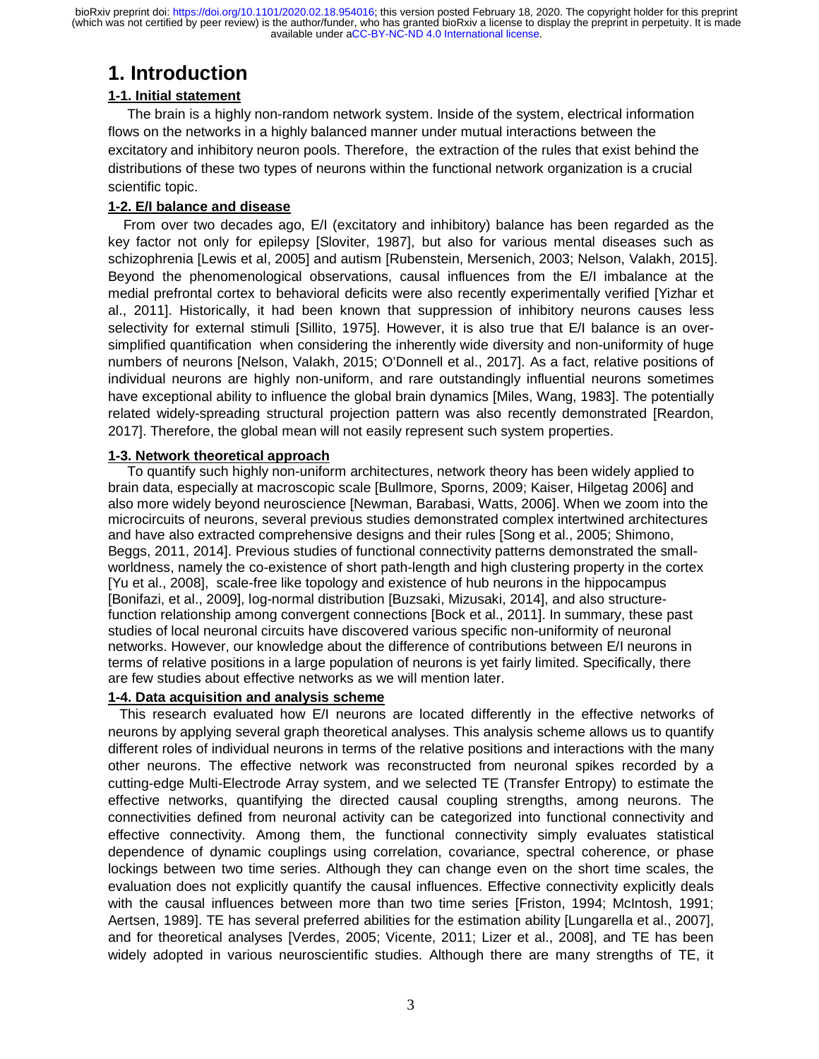# 1. Introduction

## 1-1. Initial statement

The brain is a highly non-random network system. Inside of the system, electrical information flows on the networks in a highly balanced manner under mutual interactions between the excitatory and inhibitory neuron pools. Therefore, the extraction of the rules that exist behind the distributions of these two types of neurons within the functional network organization is a crucial scientific topic.

## 1-2. E/I balance and disease

From over two decades ago, E/I (excitatory and inhibitory) balance has been regarded as the key factor not only for epilepsy [Sloviter, 1987], but also for various mental diseases such as schizophrenia [Lewis et al, 2005] and autism [Rubenstein, Mersenich, 2003; Nelson, Valakh, 2015]. Beyond the phenomenological observations, causal influences from the E/I imbalance at the medial prefrontal cortex to behavioral deficits were also recently experimentally verified [Yizhar et al., 2011]. Historically, it had been known that suppression of inhibitory neurons causes less selectivity for external stimuli [Sillito, 1975]. However, it is also true that E/I balance is an over-simplified quantification when considering the inherently wide diversity and non-uniformity of huge numbers of neurons [Nelson, Valakh, 2015; O'Donnell et al., 2017]. As a fact, relative positions of individual neurons are highly non-uniform, and rare outstandingly influential neurons sometimes have exceptional ability to influence the global brain dynamics [Miles, Wang, 1983]. The potentially related widely-spreading structural projection pattern was also recently demonstrated [Reardon, 2017]. Therefore, the global mean will not easily represent such system properties.

## 1-3. Network theoretical approach

To quantify such highly non-uniform architectures, network theory has been widely applied to brain data, especially at macroscopic scale [Bullmore, Sporns, 2009; Kaiser, Hilgetag 2006] and also more widely beyond neuroscience [Newman, Barabasi, Watts, 2006]. When we zoom into the microcircuits of neurons, several previous studies demonstrated complex intertwined architectures and have also extracted comprehensive designs and their rules [Song et al., 2005; Shimono, Beggs, 2011, 2014]. Previous studies of functional connectivity patterns demonstrated the small-worldness, namely the co-existence of short path-length and high clustering property in the cortex [Yu et al., 2008], scale-free like topology and existence of hub neurons in the hippocampus [Bonifazi, et al., 2009], log-normal distribution [Buzsaki, Mizusaki, 2014], and also structure-function relationship among convergent connections [Bock et al., 2011]. In summary, these past studies of local neuronal circuits have discovered various specific non-uniformity of neuronal networks. However, our knowledge about the difference of contributions between E/I neurons in terms of relative positions in a large population of neurons is yet fairly limited. Specifically, there are few studies about effective networks as we will mention later.

## 1-4. Data acquisition and analysis scheme

This research evaluated how E/I neurons are located differently in the effective networks of neurons by applying several graph theoretical analyses. This analysis scheme allows us to quantify different roles of individual neurons in terms of the relative positions and interactions with the many other neurons. The effective network was reconstructed from neuronal spikes recorded by a cutting-edge Multi-Electrode Array system, and we selected TE (Transfer Entropy) to estimate the effective networks, quantifying the directed causal coupling strengths, among neurons. The connectivities defined from neuronal activity can be categorized into functional connectivity and effective connectivity. Among them, the functional connectivity simply evaluates statistical dependence of dynamic couplings using correlation, covariance, spectral coherence, or phase lockings between two time series. Although they can change even on the short time scales, the evaluation does not explicitly quantify the causal influences. Effective connectivity explicitly deals with the causal influences between more than two time series [Friston, 1994; McIntosh, 1991; Aertsen, 1989]. TE has several preferred abilities for the estimation ability [Lungarella et al., 2007], and for theoretical analyses [Verdes, 2005; Vicente, 2011; Lizer et al., 2008], and TE has been widely adopted in various neuroscientific studies. Although there are many strengths of TE, it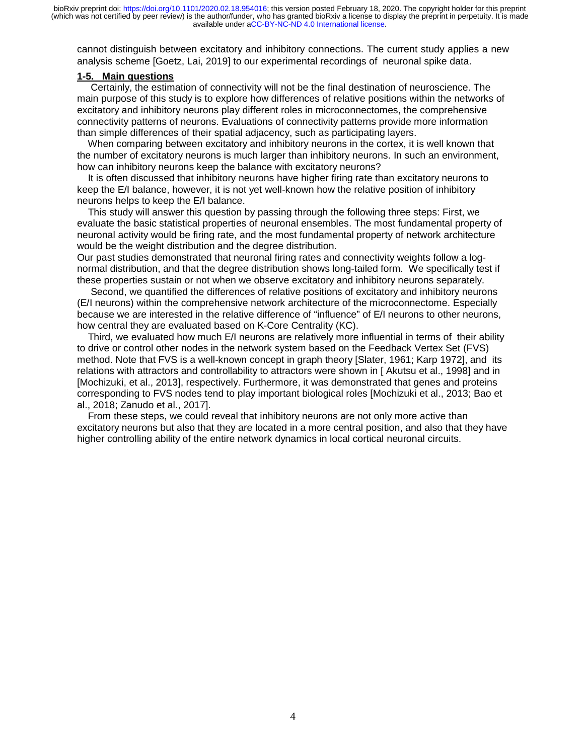cannot distinguish between excitatory and inhibitory connections. The current study applies a new analysis scheme [Goetz, Lai, 2019] to our experimental recordings of neuronal spike data.

### 1-5. Main questions

Certainly, the estimation of connectivity will not be the final destination of neuroscience. The main purpose of this study is to explore how differences of relative positions within the networks of excitatory and inhibitory neurons play different roles in microconnectomes, the comprehensive connectivity patterns of neurons. Evaluations of connectivity patterns provide more information than simple differences of their spatial adjacency, such as participating layers.

When comparing between excitatory and inhibitory neurons in the cortex, it is well known that the number of excitatory neurons is much larger than inhibitory neurons. In such an environment, how can inhibitory neurons keep the balance with excitatory neurons?

It is often discussed that inhibitory neurons have higher firing rate than excitatory neurons to keep the E/I balance, however, it is not yet well-known how the relative position of inhibitory neurons helps to keep the E/I balance.

This study will answer this question by passing through the following three steps: First, we evaluate the basic statistical properties of neuronal ensembles. The most fundamental property of neuronal activity would be firing rate, and the most fundamental property of network architecture would be the weight distribution and the degree distribution.
Our past studies demonstrated that neuronal firing rates and connectivity weights follow a log-normal distribution, and that the degree distribution shows long-tailed form. We specifically test if these properties sustain or not when we observe excitatory and inhibitory neurons separately.

Second, we quantified the differences of relative positions of excitatory and inhibitory neurons (E/I neurons) within the comprehensive network architecture of the microconnectome. Especially because we are interested in the relative difference of "influence" of E/I neurons to other neurons, how central they are evaluated based on K-Core Centrality (KC).

Third, we evaluated how much E/I neurons are relatively more influential in terms of their ability to drive or control other nodes in the network system based on the Feedback Vertex Set (FVS) method. Note that FVS is a well-known concept in graph theory [Slater, 1961; Karp 1972], and its relations with attractors and controllability to attractors were shown in [ Akutsu et al., 1998] and in [Mochizuki, et al., 2013], respectively. Furthermore, it was demonstrated that genes and proteins corresponding to FVS nodes tend to play important biological roles [Mochizuki et al., 2013; Bao et al., 2018; Zanudo et al., 2017].

From these steps, we could reveal that inhibitory neurons are not only more active than excitatory neurons but also that they are located in a more central position, and also that they have higher controlling ability of the entire network dynamics in local cortical neuronal circuits.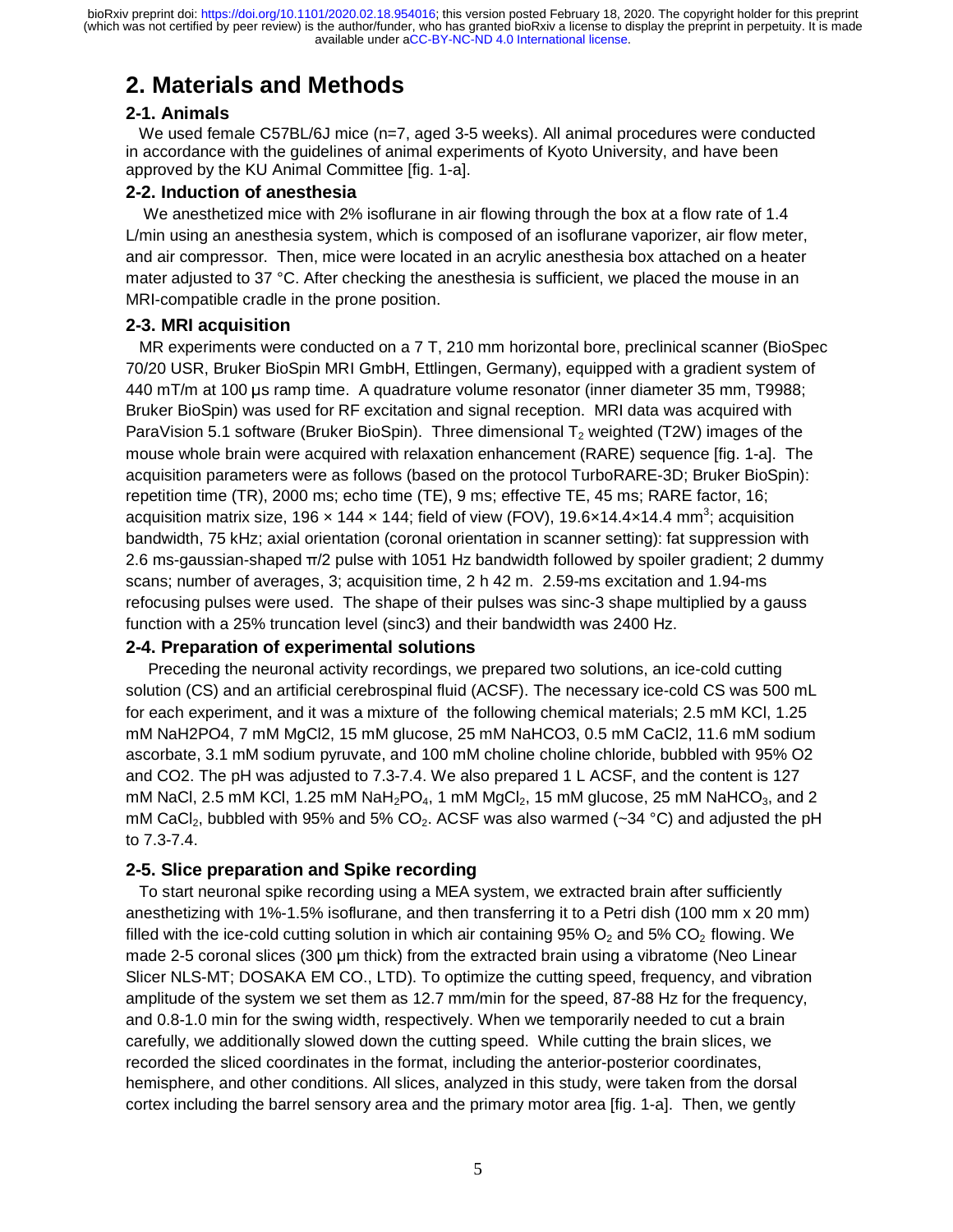# 2. Materials and Methods

## 2-1. Animals

We used female C57BL/6J mice (n=7, aged 3-5 weeks). All animal procedures were conducted in accordance with the guidelines of animal experiments of Kyoto University, and have been approved by the KU Animal Committee [fig. 1-a].

## 2-2. Induction of anesthesia

We anesthetized mice with 2% isoflurane in air flowing through the box at a flow rate of 1.4 L/min using an anesthesia system, which is composed of an isoflurane vaporizer, air flow meter, and air compressor. Then, mice were located in an acrylic anesthesia box attached on a heater mater adjusted to 37 °C. After checking the anesthesia is sufficient, we placed the mouse in an MRI-compatible cradle in the prone position.

## 2-3. MRI acquisition

MR experiments were conducted on a 7 T, 210 mm horizontal bore, preclinical scanner (BioSpec 70/20 USR, Bruker BioSpin MRI GmbH, Ettlingen, Germany), equipped with a gradient system of 440 mT/m at 100 μs ramp time. A quadrature volume resonator (inner diameter 35 mm, T9988; Bruker BioSpin) was used for RF excitation and signal reception. MRI data was acquired with ParaVision 5.1 software (Bruker BioSpin). Three dimensional $T_2$ weighted (T2W) images of the mouse whole brain were acquired with relaxation enhancement (RARE) sequence [fig. 1-a]. The acquisition parameters were as follows (based on the protocol TurboRARE-3D; Bruker BioSpin): repetition time (TR), 2000 ms; echo time (TE), 9 ms; effective TE, 45 ms; RARE factor, 16; acquisition matrix size, 196 × 144 × 144; field of view (FOV), 19.6×14.4×14.4 $mm^3$; acquisition bandwidth, 75 kHz; axial orientation (coronal orientation in scanner setting): fat suppression with 2.6 ms-gaussian-shaped π/2 pulse with 1051 Hz bandwidth followed by spoiler gradient; 2 dummy scans; number of averages, 3; acquisition time, 2 h 42 m. 2.59-ms excitation and 1.94-ms refocusing pulses were used. The shape of their pulses was sinc-3 shape multiplied by a gauss function with a 25% truncation level (sinc3) and their bandwidth was 2400 Hz.

## 2-4. Preparation of experimental solutions

Preceding the neuronal activity recordings, we prepared two solutions, an ice-cold cutting solution (CS) and an artificial cerebrospinal fluid (ACSF). The necessary ice-cold CS was 500 mL for each experiment, and it was a mixture of the following chemical materials; 2.5 mM KCl, 1.25 mM NaH2PO4, 7 mM MgCl2, 15 mM glucose, 25 mM NaHCO3, 0.5 mM CaCl2, 11.6 mM sodium ascorbate, 3.1 mM sodium pyruvate, and 100 mM choline choline chloride, bubbled with 95% O2 and CO2. The pH was adjusted to 7.3-7.4. We also prepared 1 L ACSF, and the content is 127 mM NaCl, 2.5 mM KCl, 1.25 mM $NaH_2PO_4$, 1 mM $MgCl_2$, 15 mM glucose, 25 mM $NaHCO_3$, and 2 mM $CaCl_2$, bubbled with 95% and 5% $CO_2$. ACSF was also warmed (~34 °C) and adjusted the pH to 7.3-7.4.

## 2-5. Slice preparation and Spike recording

To start neuronal spike recording using a MEA system, we extracted brain after sufficiently anesthetizing with 1%-1.5% isoflurane, and then transferring it to a Petri dish (100 mm x 20 mm) filled with the ice-cold cutting solution in which air containing 95% $O_2$ and 5% $CO_2$ flowing. We made 2-5 coronal slices (300 μm thick) from the extracted brain using a vibratome (Neo Linear Slicer NLS-MT; DOSAKA EM CO., LTD). To optimize the cutting speed, frequency, and vibration amplitude of the system we set them as 12.7 mm/min for the speed, 87-88 Hz for the frequency, and 0.8-1.0 min for the swing width, respectively. When we temporarily needed to cut a brain carefully, we additionally slowed down the cutting speed. While cutting the brain slices, we recorded the sliced coordinates in the format, including the anterior-posterior coordinates, hemisphere, and other conditions. All slices, analyzed in this study, were taken from the dorsal cortex including the barrel sensory area and the primary motor area [fig. 1-a]. Then, we gently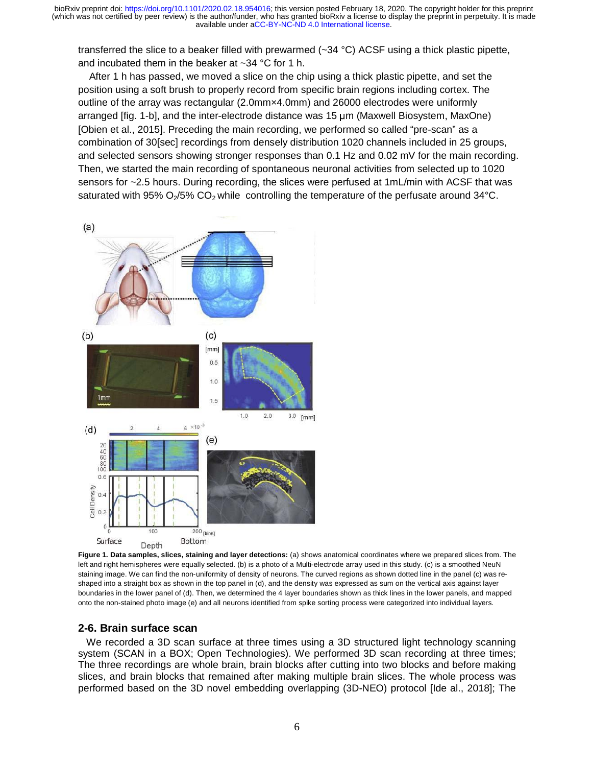transferred the slice to a beaker filled with prewarmed (~34 °C) ACSF using a thick plastic pipette, and incubated them in the beaker at ~34 °C for 1 h.

After 1 h has passed, we moved a slice on the chip using a thick plastic pipette, and set the position using a soft brush to properly record from specific brain regions including cortex. The outline of the array was rectangular (2.0mm×4.0mm) and 26000 electrodes were uniformly arranged [fig. 1-b], and the inter-electrode distance was 15 μm (Maxwell Biosystem, MaxOne) [Obien et al., 2015]. Preceding the main recording, we performed so called "pre-scan" as a combination of 30[sec] recordings from densely distribution 1020 channels included in 25 groups, and selected sensors showing stronger responses than 0.1 Hz and 0.02 mV for the main recording. Then, we started the main recording of spontaneous neuronal activities from selected up to 1020 sensors for ~2.5 hours. During recording, the slices were perfused at 1mL/min with ACSF that was saturated with 95% $O_2$/5% $CO_2$ while controlling the temperature of the perfusate around 34°C.

**Figure 1. Data samples, slices, staining and layer detections:** (a) shows anatomical coordinates where we prepared slices from. The left and right hemispheres were equally selected. (b) is a photo of a Multi-electrode array used in this study. (c) is a smoothed NeuN staining image. We can find the non-uniformity of density of neurons. The curved regions as shown dotted line in the panel (c) was re-shaped into a straight box as shown in the top panel in (d), and the density was expressed as sum on the vertical axis against layer boundaries in the lower panel of (d). Then, we determined the 4 layer boundaries shown as thick lines in the lower panels, and mapped onto the non-stained photo image (e) and all neurons identified from spike sorting process were categorized into individual layers.

## 2-6. Brain surface scan

We recorded a 3D scan surface at three times using a 3D structured light technology scanning system (SCAN in a BOX; Open Technologies). We performed 3D scan recording at three times; The three recordings are whole brain, brain blocks after cutting into two blocks and before making slices, and brain blocks that remained after making multiple brain slices. The whole process was performed based on the 3D novel embedding overlapping (3D-NEO) protocol [Ide al., 2018]; The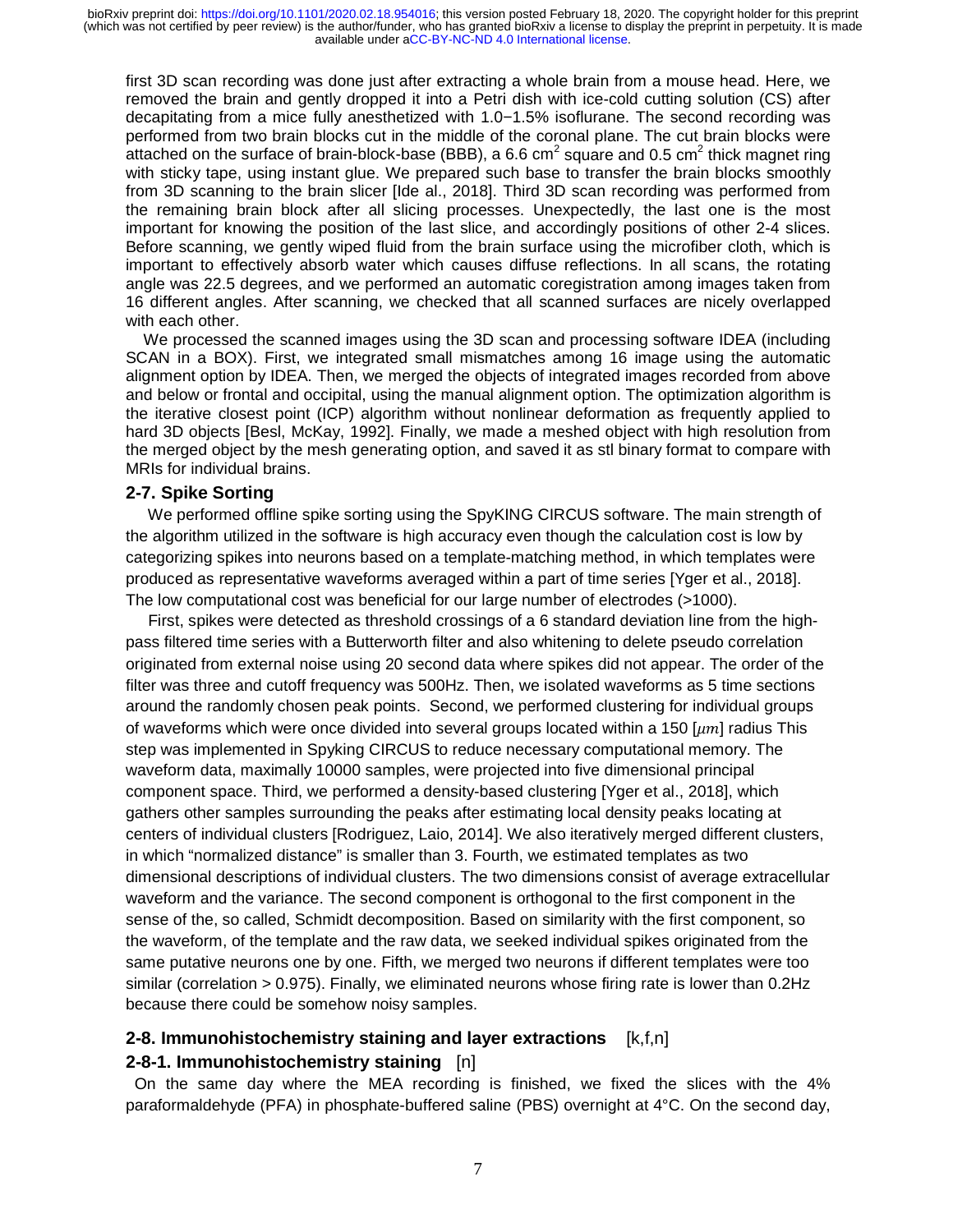first 3D scan recording was done just after extracting a whole brain from a mouse head. Here, we removed the brain and gently dropped it into a Petri dish with ice-cold cutting solution (CS) after decapitating from a mice fully anesthetized with 1.0−1.5% isoflurane. The second recording was performed from two brain blocks cut in the middle of the coronal plane. The cut brain blocks were attached on the surface of brain-block-base (BBB), a 6.6 $cm^2$ square and 0.5 $cm^2$ thick magnet ring with sticky tape, using instant glue. We prepared such base to transfer the brain blocks smoothly from 3D scanning to the brain slicer [Ide al., 2018]. Third 3D scan recording was performed from the remaining brain block after all slicing processes. Unexpectedly, the last one is the most important for knowing the position of the last slice, and accordingly positions of other 2-4 slices. Before scanning, we gently wiped fluid from the brain surface using the microfiber cloth, which is important to effectively absorb water which causes diffuse reflections. In all scans, the rotating angle was 22.5 degrees, and we performed an automatic coregistration among images taken from 16 different angles. After scanning, we checked that all scanned surfaces are nicely overlapped with each other.

We processed the scanned images using the 3D scan and processing software IDEA (including SCAN in a BOX). First, we integrated small mismatches among 16 image using the automatic alignment option by IDEA. Then, we merged the objects of integrated images recorded from above and below or frontal and occipital, using the manual alignment option. The optimization algorithm is the iterative closest point (ICP) algorithm without nonlinear deformation as frequently applied to hard 3D objects [Besl, McKay, 1992]. Finally, we made a meshed object with high resolution from the merged object by the mesh generating option, and saved it as stl binary format to compare with MRIs for individual brains.

### 2-7. Spike Sorting

We performed offline spike sorting using the SpyKING CIRCUS software. The main strength of the algorithm utilized in the software is high accuracy even though the calculation cost is low by categorizing spikes into neurons based on a template-matching method, in which templates were produced as representative waveforms averaged within a part of time series [Yger et al., 2018]. The low computational cost was beneficial for our large number of electrodes (>1000).

First, spikes were detected as threshold crossings of a 6 standard deviation line from the high-pass filtered time series with a Butterworth filter and also whitening to delete pseudo correlation originated from external noise using 20 second data where spikes did not appear. The order of the filter was three and cutoff frequency was 500Hz. Then, we isolated waveforms as 5 time sections around the randomly chosen peak points. Second, we performed clustering for individual groups of waveforms which were once divided into several groups located within a 150 [$\mu m$] radius This step was implemented in Spyking CIRCUS to reduce necessary computational memory. The waveform data, maximally 10000 samples, were projected into five dimensional principal component space. Third, we performed a density-based clustering [Yger et al., 2018], which gathers other samples surrounding the peaks after estimating local density peaks locating at centers of individual clusters [Rodriguez, Laio, 2014]. We also iteratively merged different clusters, in which "normalized distance" is smaller than 3. Fourth, we estimated templates as two dimensional descriptions of individual clusters. The two dimensions consist of average extracellular waveform and the variance. The second component is orthogonal to the first component in the sense of the, so called, Schmidt decomposition. Based on similarity with the first component, so the waveform, of the template and the raw data, we seeked individual spikes originated from the same putative neurons one by one. Fifth, we merged two neurons if different templates were too similar (correlation > 0.975). Finally, we eliminated neurons whose firing rate is lower than 0.2Hz because there could be somehow noisy samples.

### 2-8. Immunohistochemistry staining and layer extractions [k,f,n]

#### 2-8-1. Immunohistochemistry staining [n]

On the same day where the MEA recording is finished, we fixed the slices with the 4% paraformaldehyde (PFA) in phosphate-buffered saline (PBS) overnight at 4°C. On the second day,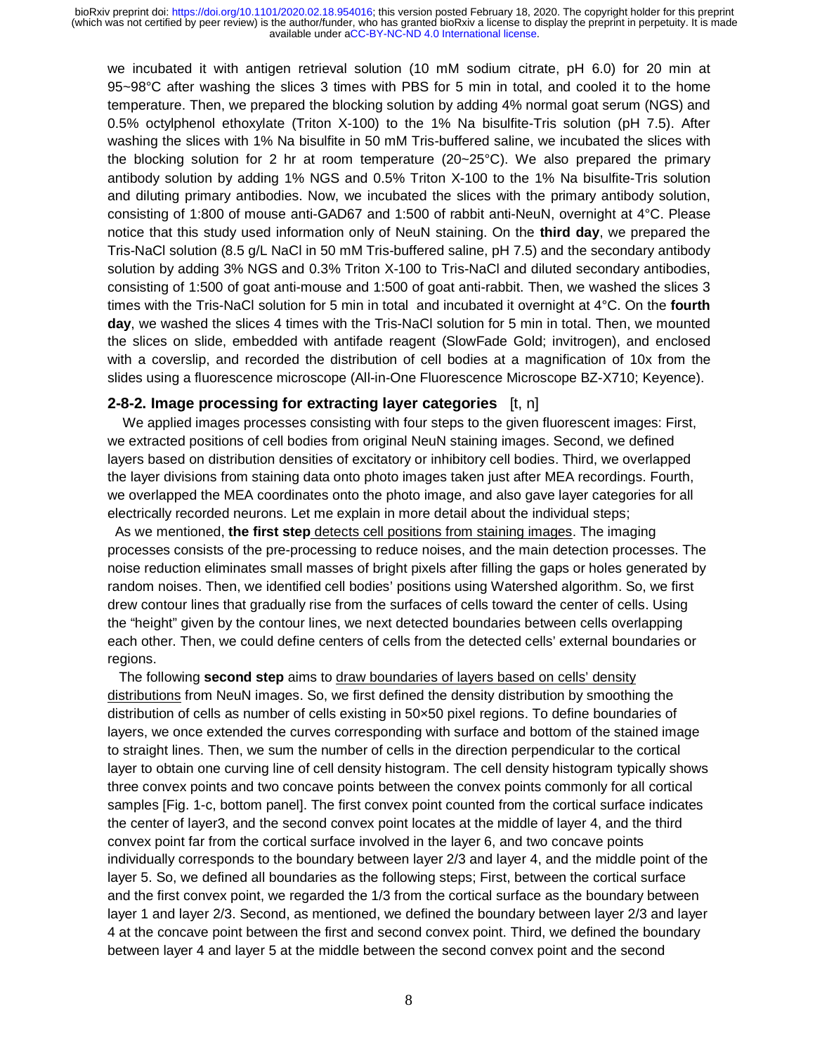we incubated it with antigen retrieval solution (10 mM sodium citrate, pH 6.0) for 20 min at 95~98°C after washing the slices 3 times with PBS for 5 min in total, and cooled it to the home temperature. Then, we prepared the blocking solution by adding 4% normal goat serum (NGS) and 0.5% octylphenol ethoxylate (Triton X-100) to the 1% Na bisulfite-Tris solution (pH 7.5). After washing the slices with 1% Na bisulfite in 50 mM Tris-buffered saline, we incubated the slices with the blocking solution for 2 hr at room temperature (20~25°C). We also prepared the primary antibody solution by adding 1% NGS and 0.5% Triton X-100 to the 1% Na bisulfite-Tris solution and diluting primary antibodies. Now, we incubated the slices with the primary antibody solution, consisting of 1:800 of mouse anti-GAD67 and 1:500 of rabbit anti-NeuN, overnight at 4°C. Please notice that this study used information only of NeuN staining. On the **third day**, we prepared the Tris-NaCl solution (8.5 g/L NaCl in 50 mM Tris-buffered saline, pH 7.5) and the secondary antibody solution by adding 3% NGS and 0.3% Triton X-100 to Tris-NaCl and diluted secondary antibodies, consisting of 1:500 of goat anti-mouse and 1:500 of goat anti-rabbit. Then, we washed the slices 3 times with the Tris-NaCl solution for 5 min in total and incubated it overnight at 4°C. On the **fourth day**, we washed the slices 4 times with the Tris-NaCl solution for 5 min in total. Then, we mounted the slices on slide, embedded with antifade reagent (SlowFade Gold; invitrogen), and enclosed with a coverslip, and recorded the distribution of cell bodies at a magnification of 10x from the slides using a fluorescence microscope (All-in-One Fluorescence Microscope BZ-X710; Keyence).

### 2-8-2. Image processing for extracting layer categories [t, n]

We applied images processes consisting with four steps to the given fluorescent images: First, we extracted positions of cell bodies from original NeuN staining images. Second, we defined layers based on distribution densities of excitatory or inhibitory cell bodies. Third, we overlapped the layer divisions from staining data onto photo images taken just after MEA recordings. Fourth, we overlapped the MEA coordinates onto the photo image, and also gave layer categories for all electrically recorded neurons. Let me explain in more detail about the individual steps;

As we mentioned, **the first step** detects cell positions from staining images. The imaging processes consists of the pre-processing to reduce noises, and the main detection processes. The noise reduction eliminates small masses of bright pixels after filling the gaps or holes generated by random noises. Then, we identified cell bodies' positions using Watershed algorithm. So, we first drew contour lines that gradually rise from the surfaces of cells toward the center of cells. Using the "height" given by the contour lines, we next detected boundaries between cells overlapping each other. Then, we could define centers of cells from the detected cells' external boundaries or regions.

The following **second step** aims to draw boundaries of layers based on cells' density distributions from NeuN images. So, we first defined the density distribution by smoothing the distribution of cells as number of cells existing in 50×50 pixel regions. To define boundaries of layers, we once extended the curves corresponding with surface and bottom of the stained image to straight lines. Then, we sum the number of cells in the direction perpendicular to the cortical layer to obtain one curving line of cell density histogram. The cell density histogram typically shows three convex points and two concave points between the convex points commonly for all cortical samples [Fig. 1-c, bottom panel]. The first convex point counted from the cortical surface indicates the center of layer3, and the second convex point locates at the middle of layer 4, and the third convex point far from the cortical surface involved in the layer 6, and two concave points individually corresponds to the boundary between layer 2/3 and layer 4, and the middle point of the layer 5. So, we defined all boundaries as the following steps; First, between the cortical surface and the first convex point, we regarded the 1/3 from the cortical surface as the boundary between layer 1 and layer 2/3. Second, as mentioned, we defined the boundary between layer 2/3 and layer 4 at the concave point between the first and second convex point. Third, we defined the boundary between layer 4 and layer 5 at the middle between the second convex point and the second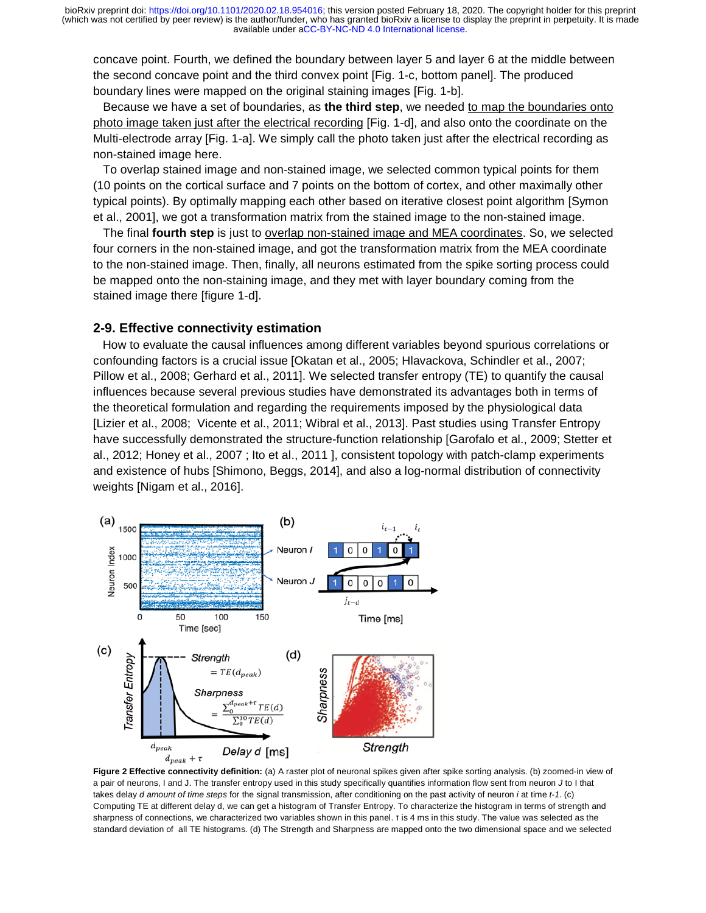concave point. Fourth, we defined the boundary between layer 5 and layer 6 at the middle between the second concave point and the third convex point [Fig. 1-c, bottom panel]. The produced boundary lines were mapped on the original staining images [Fig. 1-b].

Because we have a set of boundaries, as **the third step**, we needed to map the boundaries onto photo image taken just after the electrical recording [Fig. 1-d], and also onto the coordinate on the Multi-electrode array [Fig. 1-a]. We simply call the photo taken just after the electrical recording as non-stained image here.

To overlap stained image and non-stained image, we selected common typical points for them (10 points on the cortical surface and 7 points on the bottom of cortex, and other maximally other typical points). By optimally mapping each other based on iterative closest point algorithm [Symon et al., 2001], we got a transformation matrix from the stained image to the non-stained image.

The final **fourth step** is just to overlap non-stained image and MEA coordinates. So, we selected four corners in the non-stained image, and got the transformation matrix from the MEA coordinate to the non-stained image. Then, finally, all neurons estimated from the spike sorting process could be mapped onto the non-staining image, and they met with layer boundary coming from the stained image there [figure 1-d].

## 2-9. Effective connectivity estimation

How to evaluate the causal influences among different variables beyond spurious correlations or confounding factors is a crucial issue [Okatan et al., 2005; Hlavackova, Schindler et al., 2007; Pillow et al., 2008; Gerhard et al., 2011]. We selected transfer entropy (TE) to quantify the causal influences because several previous studies have demonstrated its advantages both in terms of the theoretical formulation and regarding the requirements imposed by the physiological data [Lizier et al., 2008; Vicente et al., 2011; Wibral et al., 2013]. Past studies using Transfer Entropy have successfully demonstrated the structure-function relationship [Garofalo et al., 2009; Stetter et al., 2012; Honey et al., 2007 ; Ito et al., 2011 ], consistent topology with patch-clamp experiments and existence of hubs [Shimono, Beggs, 2014], and also a log-normal distribution of connectivity weights [Nigam et al., 2016].

**Figure 2 Effective connectivity definition:** (a) A raster plot of neuronal spikes given after spike sorting analysis. (b) zoomed-in view of a pair of neurons, I and J. The transfer entropy used in this study specifically quantifies information flow sent from neuron *J* to I that takes delay *d amount of time steps* for the signal transmission, after conditioning on the past activity of neuron *i* at time *t-1*. (c) Computing TE at different delay d, we can get a histogram of Transfer Entropy. To characterize the histogram in terms of strength and sharpness of connections, we characterized two variables shown in this panel. τ is 4 ms in this study. The value was selected as the standard deviation of all TE histograms. (d) The Strength and Sharpness are mapped onto the two dimensional space and we selected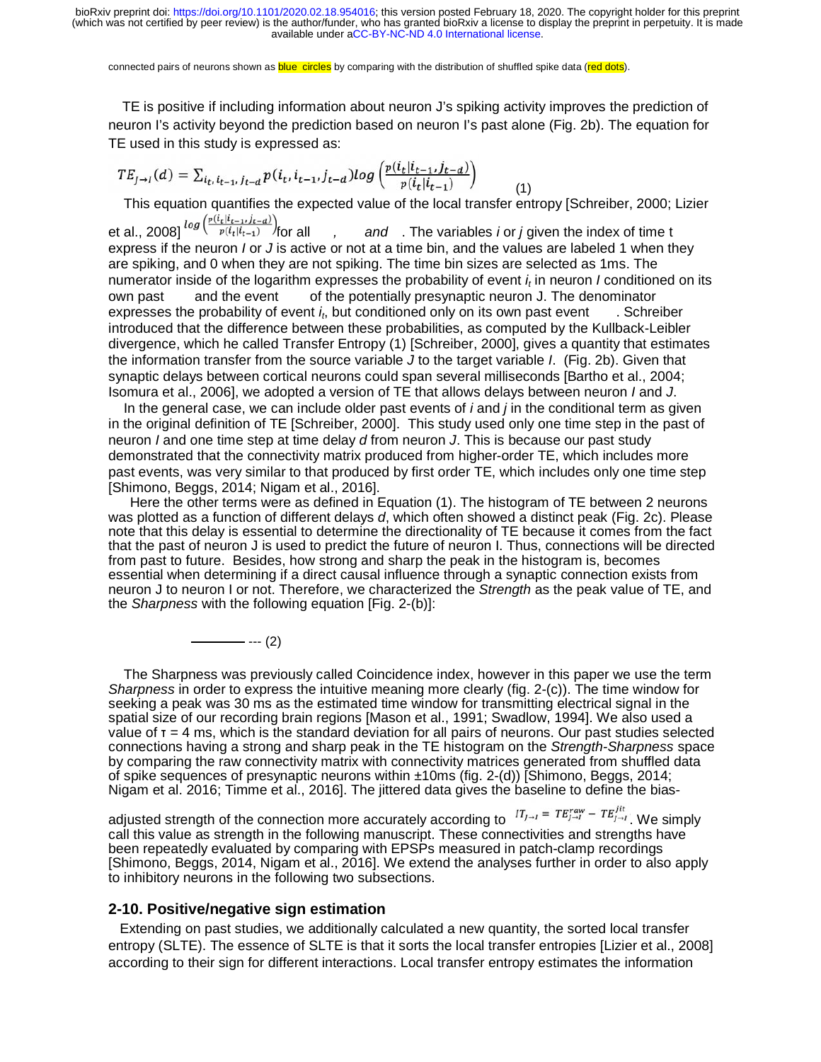connected pairs of neurons shown as blue circles by comparing with the distribution of shuffled spike data (red dots).

TE is positive if including information about neuron J's spiking activity improves the prediction of neuron I's activity beyond the prediction based on neuron I's past alone (Fig. 2b). The equation for TE used in this study is expressed as:

$$TE_{J\rightarrow I}(d) = \sum_{i_t, i_{t-1}, j_{t-d}} p(i_t, i_{t-1}, j_{t-d}) log\left(\frac{p(i_t|i_{t-1}, j_{t-d})}{p(i_t|i_{t-1})}\right) \quad (1)$$

This equation quantifies the expected value of the local transfer entropy [Schreiber, 2000; Lizier et al., 2008] $log\left(\frac{p(i_t|i_{t-1}, j_{t-d})}{p(i_t|i_{t-1})}\right)$ for all , and . The variables *i* or *j* given the index of time t express if the neuron *I* or *J* is active or not at a time bin, and the values are labeled 1 when they are spiking, and 0 when they are not spiking. The time bin sizes are selected as 1ms. The numerator inside of the logarithm expresses the probability of event $i_t$ in neuron *I* conditioned on its own past and the event of the potentially presynaptic neuron J. The denominator expresses the probability of event $i_t$, but conditioned only on its own past event . Schreiber introduced that the difference between these probabilities, as computed by the Kullback-Leibler divergence, which he called Transfer Entropy (1) [Schreiber, 2000], gives a quantity that estimates the information transfer from the source variable *J* to the target variable *I*. (Fig. 2b). Given that synaptic delays between cortical neurons could span several milliseconds [Bartho et al., 2004; Isomura et al., 2006], we adopted a version of TE that allows delays between neuron *I* and *J*.

In the general case, we can include older past events of *i* and *j* in the conditional term as given in the original definition of TE [Schreiber, 2000]. This study used only one time step in the past of neuron *I* and one time step at time delay *d* from neuron *J*. This is because our past study demonstrated that the connectivity matrix produced from higher-order TE, which includes more past events, was very similar to that produced by first order TE, which includes only one time step [Shimono, Beggs, 2014; Nigam et al., 2016].

Here the other terms were as defined in Equation (1). The histogram of TE between 2 neurons was plotted as a function of different delays *d*, which often showed a distinct peak (Fig. 2c). Please note that this delay is essential to determine the directionality of TE because it comes from the fact that the past of neuron J is used to predict the future of neuron I. Thus, connections will be directed from past to future. Besides, how strong and sharp the peak in the histogram is, becomes essential when determining if a direct causal influence through a synaptic connection exists from neuron J to neuron I or not. Therefore, we characterized the *Strength* as the peak value of TE, and the *Sharpness* with the following equation [Fig. 2-(b)]:

——— --- (2)

The Sharpness was previously called Coincidence index, however in this paper we use the term *Sharpness* in order to express the intuitive meaning more clearly (fig. 2-(c)). The time window for seeking a peak was 30 ms as the estimated time window for transmitting electrical signal in the spatial size of our recording brain regions [Mason et al., 1991; Swadlow, 1994]. We also used a value of τ = 4 ms, which is the standard deviation for all pairs of neurons. Our past studies selected connections having a strong and sharp peak in the TE histogram on the *Strength-Sharpness* space by comparing the raw connectivity matrix with connectivity matrices generated from shuffled data of spike sequences of presynaptic neurons within ±10ms (fig. 2-(d)) [Shimono, Beggs, 2014; Nigam et al. 2016; Timme et al., 2016]. The jittered data gives the baseline to define the bias-adjusted strength of the connection more accurately according to $IT_{J\rightarrow I} = TE^{raw}_{J\rightarrow I} - TE^{jit}_{J\rightarrow I}$. We simply call this value as strength in the following manuscript. These connectivities and strengths have been repeatedly evaluated by comparing with EPSPs measured in patch-clamp recordings [Shimono, Beggs, 2014, Nigam et al., 2016]. We extend the analyses further in order to also apply to inhibitory neurons in the following two subsections.

## 2-10. Positive/negative sign estimation

Extending on past studies, we additionally calculated a new quantity, the sorted local transfer entropy (SLTE). The essence of SLTE is that it sorts the local transfer entropies [Lizier et al., 2008] according to their sign for different interactions. Local transfer entropy estimates the information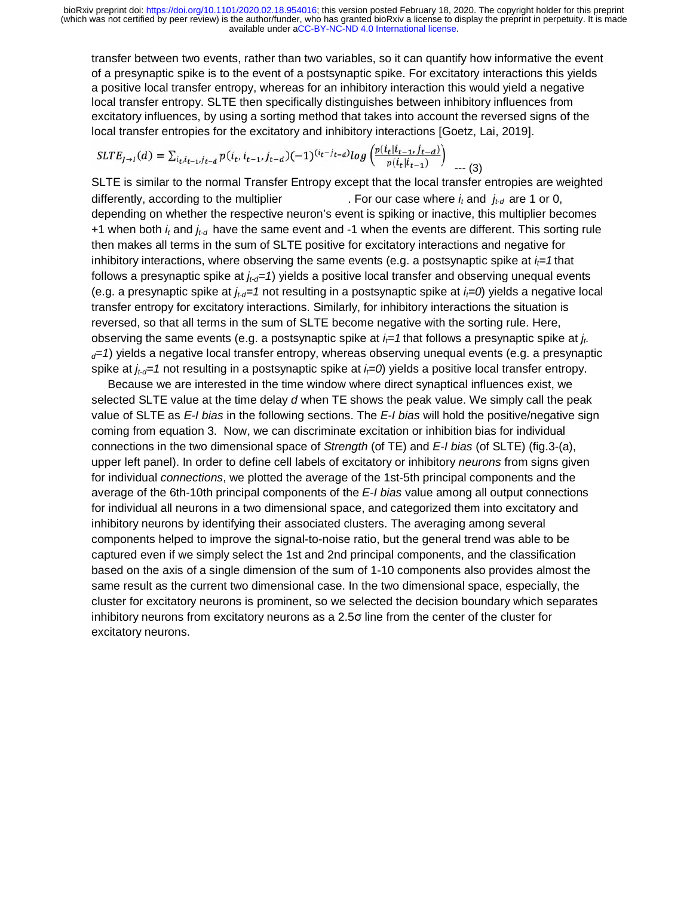transfer between two events, rather than two variables, so it can quantify how informative the event of a presynaptic spike is to the event of a postsynaptic spike. For excitatory interactions this yields a positive local transfer entropy, whereas for an inhibitory interaction this would yield a negative local transfer entropy. SLTE then specifically distinguishes between inhibitory influences from excitatory influences, by using a sorting method that takes into account the reversed signs of the local transfer entropies for the excitatory and inhibitory interactions [Goetz, Lai, 2019].

$$SLTE_{J \to I}(d) = \sum_{i_t, i_{t-1}, j_{t-d}} p(i_t, i_{t-1}, j_{t-d})(-1)^{(i_t - j_{t-d})} log\left(\frac{p(i_t | i_{t-1}, j_{t-d})}{p(i_t | i_{t-1})}\right) \quad \text{--- (3)}$$

SLTE is similar to the normal Transfer Entropy except that the local transfer entropies are weighted differently, according to the multiplier . For our case where $i_t$ and $j_{t-d}$ are 1 or 0, depending on whether the respective neuron's event is spiking or inactive, this multiplier becomes +1 when both $i_t$ and $j_{t-d}$ have the same event and -1 when the events are different. This sorting rule then makes all terms in the sum of SLTE positive for excitatory interactions and negative for inhibitory interactions, where observing the same events (e.g. a postsynaptic spike at $i_t=1$ that follows a presynaptic spike at $j_{t-d}=1$) yields a positive local transfer and observing unequal events (e.g. a presynaptic spike at $j_{t-d}=1$ not resulting in a postsynaptic spike at $i_t=0$) yields a negative local transfer entropy for excitatory interactions. Similarly, for inhibitory interactions the situation is reversed, so that all terms in the sum of SLTE become negative with the sorting rule. Here, observing the same events (e.g. a postsynaptic spike at $i_t=1$ that follows a presynaptic spike at $j_{t-d}=1$) yields a negative local transfer entropy, whereas observing unequal events (e.g. a presynaptic spike at $j_{t-d}=1$ not resulting in a postsynaptic spike at $i_t=0$) yields a positive local transfer entropy.

Because we are interested in the time window where direct synaptical influences exist, we selected SLTE value at the time delay *d* when TE shows the peak value. We simply call the peak value of SLTE as *E-I bias* in the following sections. The *E-I bias* will hold the positive/negative sign coming from equation 3. Now, we can discriminate excitation or inhibition bias for individual connections in the two dimensional space of *Strength* (of TE) and *E-I bias* (of SLTE) (fig.3-(a), upper left panel). In order to define cell labels of excitatory or inhibitory *neurons* from signs given for individual *connections*, we plotted the average of the 1st-5th principal components and the average of the 6th-10th principal components of the *E-I bias* value among all output connections for individual all neurons in a two dimensional space, and categorized them into excitatory and inhibitory neurons by identifying their associated clusters. The averaging among several components helped to improve the signal-to-noise ratio, but the general trend was able to be captured even if we simply select the 1st and 2nd principal components, and the classification based on the axis of a single dimension of the sum of 1-10 components also provides almost the same result as the current two dimensional case. In the two dimensional space, especially, the cluster for excitatory neurons is prominent, so we selected the decision boundary which separates inhibitory neurons from excitatory neurons as a 2.5σ line from the center of the cluster for excitatory neurons.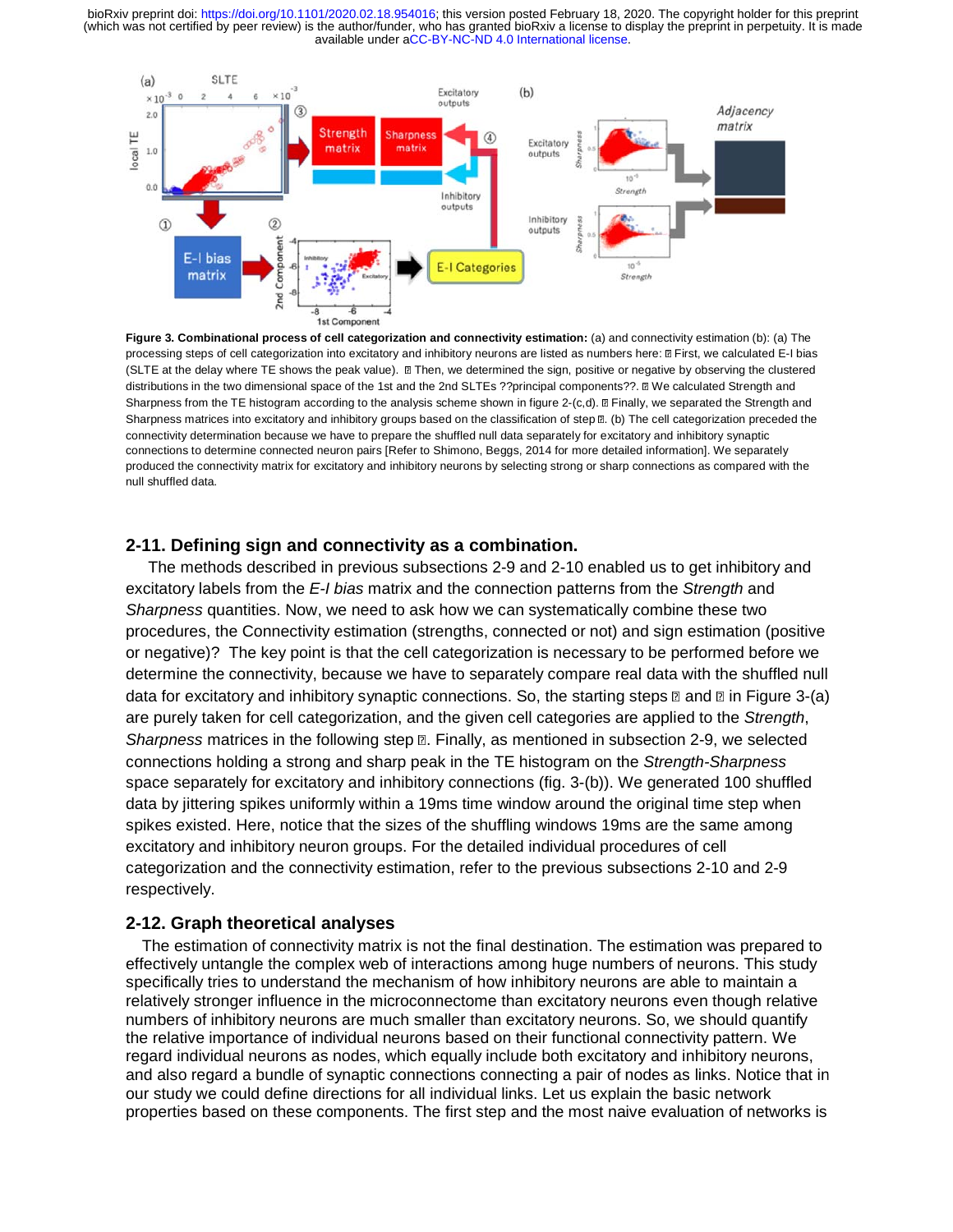**Figure 3. Combinational process of cell categorization and connectivity estimation:** (a) and connectivity estimation (b): (a) The processing steps of cell categorization into excitatory and inhibitory neurons are listed as numbers here: ① First, we calculated E-I bias (SLTE at the delay where TE shows the peak value). ② Then, we determined the sign, positive or negative by observing the clustered distributions in the two dimensional space of the 1st and the 2nd SLTEs ??principal components??. ③ We calculated Strength and Sharpness from the TE histogram according to the analysis scheme shown in figure 2-(c,d). ④ Finally, we separated the Strength and Sharpness matrices into excitatory and inhibitory groups based on the classification of step ②. (b) The cell categorization preceded the connectivity determination because we have to prepare the shuffled null data separately for excitatory and inhibitory synaptic connections to determine connected neuron pairs [Refer to Shimono, Beggs, 2014 for more detailed information]. We separately produced the connectivity matrix for excitatory and inhibitory neurons by selecting strong or sharp connections as compared with the null shuffled data.

## 2-11. Defining sign and connectivity as a combination.

The methods described in previous subsections 2-9 and 2-10 enabled us to get inhibitory and excitatory labels from the *E-I bias* matrix and the connection patterns from the *Strength* and *Sharpness* quantities. Now, we need to ask how we can systematically combine these two procedures, the Connectivity estimation (strengths, connected or not) and sign estimation (positive or negative)? The key point is that the cell categorization is necessary to be performed before we determine the connectivity, because we have to separately compare real data with the shuffled null data for excitatory and inhibitory synaptic connections. So, the starting steps ① and ② in Figure 3-(a) are purely taken for cell categorization, and the given cell categories are applied to the *Strength*, *Sharpness* matrices in the following step ④. Finally, as mentioned in subsection 2-9, we selected connections holding a strong and sharp peak in the TE histogram on the *Strength-Sharpness* space separately for excitatory and inhibitory connections (fig. 3-(b)). We generated 100 shuffled data by jittering spikes uniformly within a 19ms time window around the original time step when spikes existed. Here, notice that the sizes of the shuffling windows 19ms are the same among excitatory and inhibitory neuron groups. For the detailed individual procedures of cell categorization and the connectivity estimation, refer to the previous subsections 2-10 and 2-9 respectively.

## 2-12. Graph theoretical analyses

The estimation of connectivity matrix is not the final destination. The estimation was prepared to effectively untangle the complex web of interactions among huge numbers of neurons. This study specifically tries to understand the mechanism of how inhibitory neurons are able to maintain a relatively stronger influence in the microconnectome than excitatory neurons even though relative numbers of inhibitory neurons are much smaller than excitatory neurons. So, we should quantify the relative importance of individual neurons based on their functional connectivity pattern. We regard individual neurons as nodes, which equally include both excitatory and inhibitory neurons, and also regard a bundle of synaptic connections connecting a pair of nodes as links. Notice that in our study we could define directions for all individual links. Let us explain the basic network properties based on these components. The first step and the most naive evaluation of networks is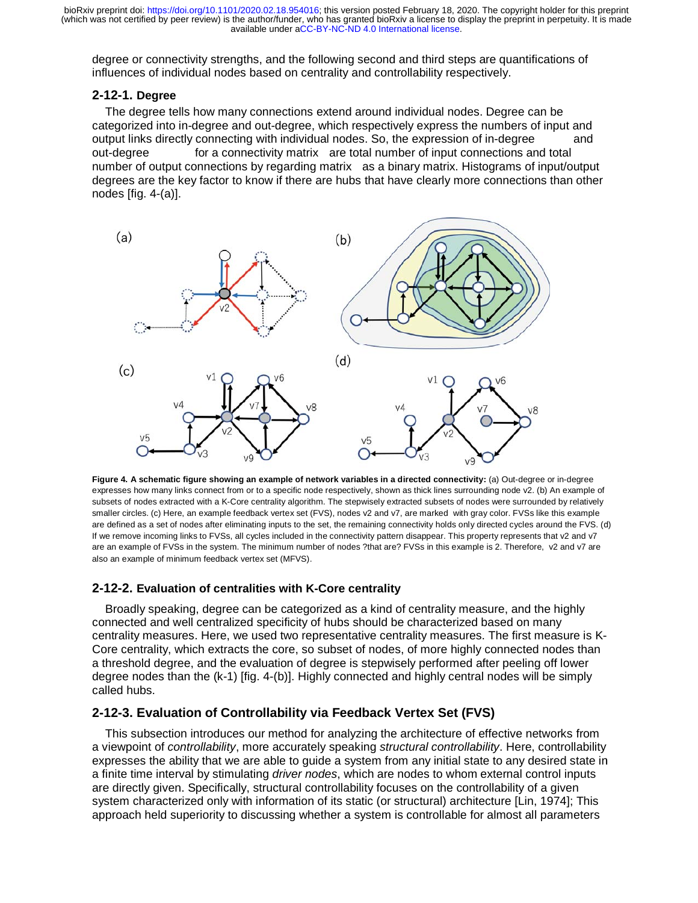degree or connectivity strengths, and the following second and third steps are quantifications of influences of individual nodes based on centrality and controllability respectively.

### 2-12-1. Degree

The degree tells how many connections extend around individual nodes. Degree can be categorized into in-degree and out-degree, which respectively express the numbers of input and output links directly connecting with individual nodes. So, the expression of in-degree and out-degree for a connectivity matrix are total number of input connections and total number of output connections by regarding matrix as a binary matrix. Histograms of input/output degrees are the key factor to know if there are hubs that have clearly more connections than other nodes [fig. 4-(a)].

**Figure 4. A schematic figure showing an example of network variables in a directed connectivity:** (a) Out-degree or in-degree expresses how many links connect from or to a specific node respectively, shown as thick lines surrounding node v2. (b) An example of subsets of nodes extracted with a K-Core centrality algorithm. The stepwisely extracted subsets of nodes were surrounded by relatively smaller circles. (c) Here, an example feedback vertex set (FVS), nodes v2 and v7, are marked with gray color. FVSs like this example are defined as a set of nodes after eliminating inputs to the set, the remaining connectivity holds only directed cycles around the FVS. (d) If we remove incoming links to FVSs, all cycles included in the connectivity pattern disappear. This property represents that v2 and v7 are an example of FVSs in the system. The minimum number of nodes ?that are? FVSs in this example is 2. Therefore, v2 and v7 are also an example of minimum feedback vertex set (MFVS).

### 2-12-2. Evaluation of centralities with K-Core centrality

Broadly speaking, degree can be categorized as a kind of centrality measure, and the highly connected and well centralized specificity of hubs should be characterized based on many centrality measures. Here, we used two representative centrality measures. The first measure is K-Core centrality, which extracts the core, so subset of nodes, of more highly connected nodes than a threshold degree, and the evaluation of degree is stepwisely performed after peeling off lower degree nodes than the (k-1) [fig. 4-(b)]. Highly connected and highly central nodes will be simply called hubs.

### 2-12-3. Evaluation of Controllability via Feedback Vertex Set (FVS)

This subsection introduces our method for analyzing the architecture of effective networks from a viewpoint of *controllability*, more accurately speaking *structural controllability*. Here, controllability expresses the ability that we are able to guide a system from any initial state to any desired state in a finite time interval by stimulating *driver nodes*, which are nodes to whom external control inputs are directly given. Specifically, structural controllability focuses on the controllability of a given system characterized only with information of its static (or structural) architecture [Lin, 1974]; This approach held superiority to discussing whether a system is controllable for almost all parameters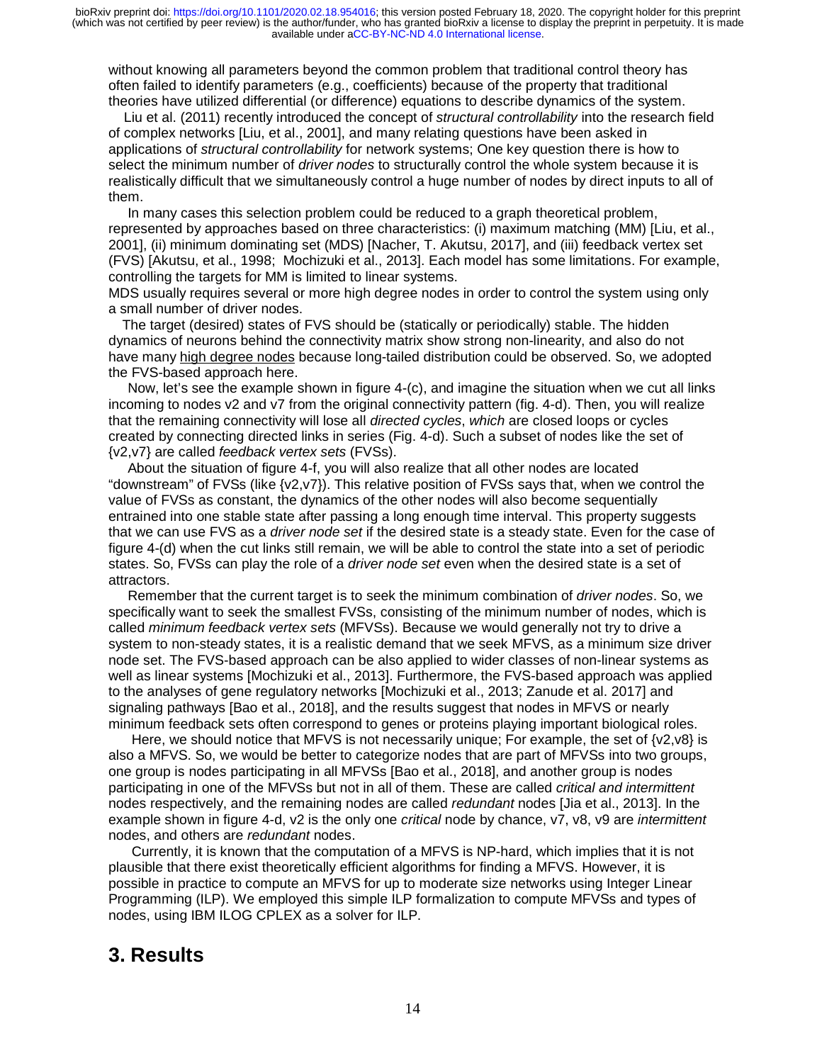without knowing all parameters beyond the common problem that traditional control theory has often failed to identify parameters (e.g., coefficients) because of the property that traditional theories have utilized differential (or difference) equations to describe dynamics of the system.

Liu et al. (2011) recently introduced the concept of *structural controllability* into the research field of complex networks [Liu, et al., 2001], and many relating questions have been asked in applications of *structural controllability* for network systems; One key question there is how to select the minimum number of *driver nodes* to structurally control the whole system because it is realistically difficult that we simultaneously control a huge number of nodes by direct inputs to all of them.

In many cases this selection problem could be reduced to a graph theoretical problem, represented by approaches based on three characteristics: (i) maximum matching (MM) [Liu, et al., 2001], (ii) minimum dominating set (MDS) [Nacher, T. Akutsu, 2017], and (iii) feedback vertex set (FVS) [Akutsu, et al., 1998; Mochizuki et al., 2013]. Each model has some limitations. For example, controlling the targets for MM is limited to linear systems.
MDS usually requires several or more high degree nodes in order to control the system using only a small number of driver nodes.

The target (desired) states of FVS should be (statically or periodically) stable. The hidden dynamics of neurons behind the connectivity matrix show strong non-linearity, and also do not have many high degree nodes because long-tailed distribution could be observed. So, we adopted the FVS-based approach here.

Now, let's see the example shown in figure 4-(c), and imagine the situation when we cut all links incoming to nodes v2 and v7 from the original connectivity pattern (fig. 4-d). Then, you will realize that the remaining connectivity will lose all *directed cycles*, *which* are closed loops or cycles created by connecting directed links in series (Fig. 4-d). Such a subset of nodes like the set of {v2,v7} are called *feedback vertex sets* (FVSs).

About the situation of figure 4-f, you will also realize that all other nodes are located "downstream" of FVSs (like {v2,v7}). This relative position of FVSs says that, when we control the value of FVSs as constant, the dynamics of the other nodes will also become sequentially entrained into one stable state after passing a long enough time interval. This property suggests that we can use FVS as a *driver node set* if the desired state is a steady state. Even for the case of figure 4-(d) when the cut links still remain, we will be able to control the state into a set of periodic states. So, FVSs can play the role of a *driver node set* even when the desired state is a set of attractors.

Remember that the current target is to seek the minimum combination of *driver nodes*. So, we specifically want to seek the smallest FVSs, consisting of the minimum number of nodes, which is called *minimum feedback vertex sets* (MFVSs). Because we would generally not try to drive a system to non-steady states, it is a realistic demand that we seek MFVS, as a minimum size driver node set. The FVS-based approach can be also applied to wider classes of non-linear systems as well as linear systems [Mochizuki et al., 2013]. Furthermore, the FVS-based approach was applied to the analyses of gene regulatory networks [Mochizuki et al., 2013; Zanude et al. 2017] and signaling pathways [Bao et al., 2018], and the results suggest that nodes in MFVS or nearly minimum feedback sets often correspond to genes or proteins playing important biological roles.

Here, we should notice that MFVS is not necessarily unique; For example, the set of {v2,v8} is also a MFVS. So, we would be better to categorize nodes that are part of MFVSs into two groups, one group is nodes participating in all MFVSs [Bao et al., 2018], and another group is nodes participating in one of the MFVSs but not in all of them. These are called *critical and intermittent* nodes respectively, and the remaining nodes are called *redundant* nodes [Jia et al., 2013]. In the example shown in figure 4-d, v2 is the only one *critical* node by chance, v7, v8, v9 are *intermittent* nodes, and others are *redundant* nodes.

Currently, it is known that the computation of a MFVS is NP-hard, which implies that it is not plausible that there exist theoretically efficient algorithms for finding a MFVS. However, it is possible in practice to compute an MFVS for up to moderate size networks using Integer Linear Programming (ILP). We employed this simple ILP formalization to compute MFVSs and types of nodes, using IBM ILOG CPLEX as a solver for ILP.

# 3. Results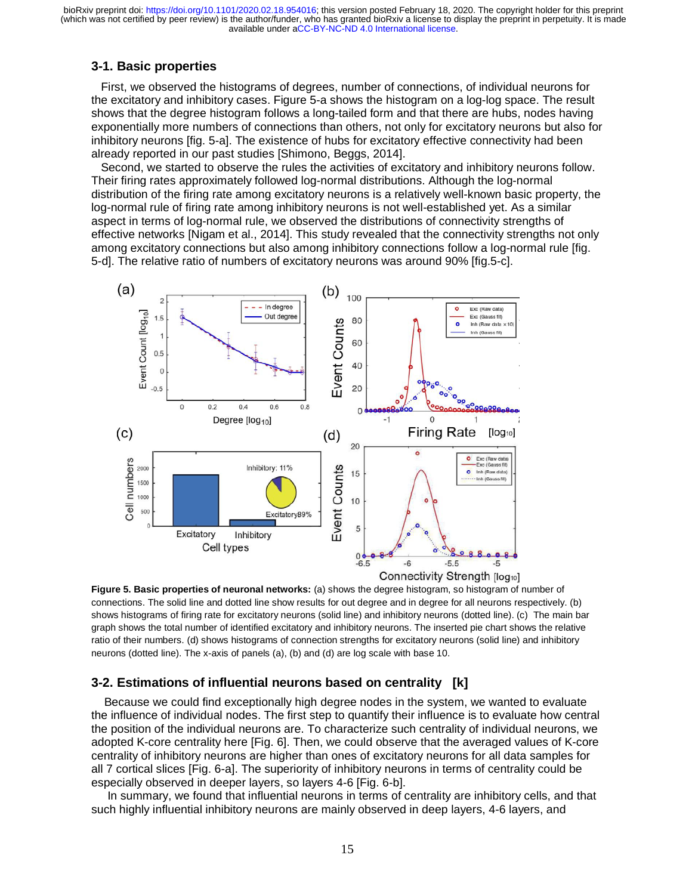## 3-1. Basic properties

First, we observed the histograms of degrees, number of connections, of individual neurons for the excitatory and inhibitory cases. Figure 5-a shows the histogram on a log-log space. The result shows that the degree histogram follows a long-tailed form and that there are hubs, nodes having exponentially more numbers of connections than others, not only for excitatory neurons but also for inhibitory neurons [fig. 5-a]. The existence of hubs for excitatory effective connectivity had been already reported in our past studies [Shimono, Beggs, 2014].

Second, we started to observe the rules the activities of excitatory and inhibitory neurons follow. Their firing rates approximately followed log-normal distributions. Although the log-normal distribution of the firing rate among excitatory neurons is a relatively well-known basic property, the log-normal rule of firing rate among inhibitory neurons is not well-established yet. As a similar aspect in terms of log-normal rule, we observed the distributions of connectivity strengths of effective networks [Nigam et al., 2014]. This study revealed that the connectivity strengths not only among excitatory connections but also among inhibitory connections follow a log-normal rule [fig. 5-d]. The relative ratio of numbers of excitatory neurons was around 90% [fig.5-c].

**Figure 5. Basic properties of neuronal networks:** (a) shows the degree histogram, so histogram of number of connections. The solid line and dotted line show results for out degree and in degree for all neurons respectively. (b) shows histograms of firing rate for excitatory neurons (solid line) and inhibitory neurons (dotted line). (c) The main bar graph shows the total number of identified excitatory and inhibitory neurons. The inserted pie chart shows the relative ratio of their numbers. (d) shows histograms of connection strengths for excitatory neurons (solid line) and inhibitory neurons (dotted line). The x-axis of panels (a), (b) and (d) are log scale with base 10.

## 3-2. Estimations of influential neurons based on centrality [k]

Because we could find exceptionally high degree nodes in the system, we wanted to evaluate the influence of individual nodes. The first step to quantify their influence is to evaluate how central the position of the individual neurons are. To characterize such centrality of individual neurons, we adopted K-core centrality here [Fig. 6]. Then, we could observe that the averaged values of K-core centrality of inhibitory neurons are higher than ones of excitatory neurons for all data samples for all 7 cortical slices [Fig. 6-a]. The superiority of inhibitory neurons in terms of centrality could be especially observed in deeper layers, so layers 4-6 [Fig. 6-b].

In summary, we found that influential neurons in terms of centrality are inhibitory cells, and that such highly influential inhibitory neurons are mainly observed in deep layers, 4-6 layers, and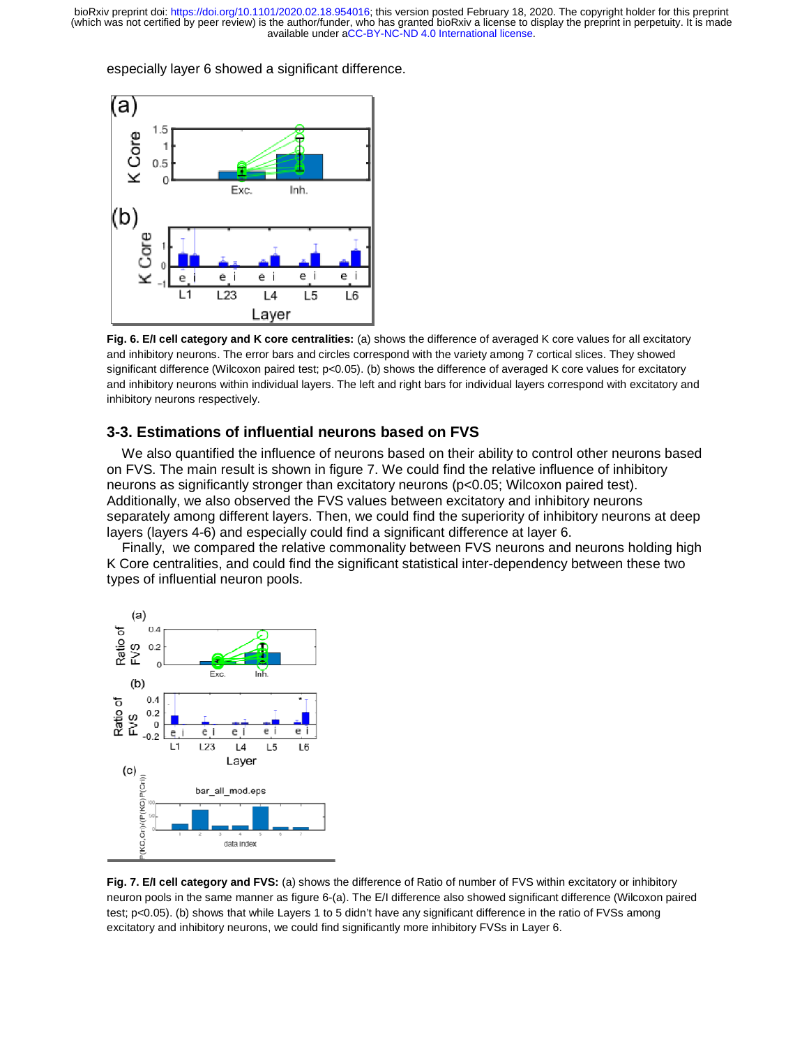especially layer 6 showed a significant difference.

**Fig. 6. E/I cell category and K core centralities:** (a) shows the difference of averaged K core values for all excitatory and inhibitory neurons. The error bars and circles correspond with the variety among 7 cortical slices. They showed significant difference (Wilcoxon paired test; $p<0.05$). (b) shows the difference of averaged K core values for excitatory and inhibitory neurons within individual layers. The left and right bars for individual layers correspond with excitatory and inhibitory neurons respectively.

## 3-3. Estimations of influential neurons based on FVS

We also quantified the influence of neurons based on their ability to control other neurons based on FVS. The main result is shown in figure 7. We could find the relative influence of inhibitory neurons as significantly stronger than excitatory neurons ($p<0.05$; Wilcoxon paired test). Additionally, we also observed the FVS values between excitatory and inhibitory neurons separately among different layers. Then, we could find the superiority of inhibitory neurons at deep layers (layers 4-6) and especially could find a significant difference at layer 6.

Finally, we compared the relative commonality between FVS neurons and neurons holding high K Core centralities, and could find the significant statistical inter-dependency between these two types of influential neuron pools.

**Fig. 7. E/I cell category and FVS:** (a) shows the difference of Ratio of number of FVS within excitatory or inhibitory neuron pools in the same manner as figure 6-(a). The E/I difference also showed significant difference (Wilcoxon paired test; $p<0.05$). (b) shows that while Layers 1 to 5 didn't have any significant difference in the ratio of FVSs among excitatory and inhibitory neurons, we could find significantly more inhibitory FVSs in Layer 6.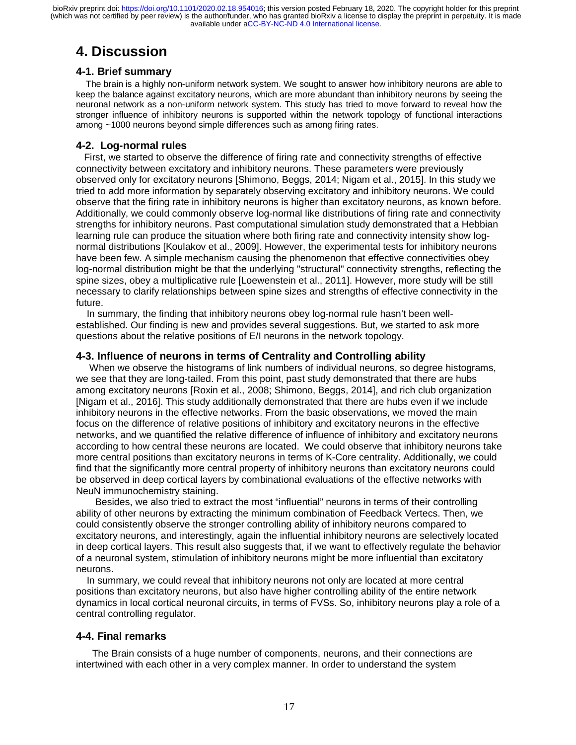# 4. Discussion

## 4-1. Brief summary

The brain is a highly non-uniform network system. We sought to answer how inhibitory neurons are able to keep the balance against excitatory neurons, which are more abundant than inhibitory neurons by seeing the neuronal network as a non-uniform network system. This study has tried to move forward to reveal how the stronger influence of inhibitory neurons is supported within the network topology of functional interactions among ~1000 neurons beyond simple differences such as among firing rates.

## 4-2. Log-normal rules

First, we started to observe the difference of firing rate and connectivity strengths of effective connectivity between excitatory and inhibitory neurons. These parameters were previously observed only for excitatory neurons [Shimono, Beggs, 2014; Nigam et al., 2015]. In this study we tried to add more information by separately observing excitatory and inhibitory neurons. We could observe that the firing rate in inhibitory neurons is higher than excitatory neurons, as known before. Additionally, we could commonly observe log-normal like distributions of firing rate and connectivity strengths for inhibitory neurons. Past computational simulation study demonstrated that a Hebbian learning rule can produce the situation where both firing rate and connectivity intensity show log-normal distributions [Koulakov et al., 2009]. However, the experimental tests for inhibitory neurons have been few. A simple mechanism causing the phenomenon that effective connectivities obey log-normal distribution might be that the underlying "structural" connectivity strengths, reflecting the spine sizes, obey a multiplicative rule [Loewenstein et al., 2011]. However, more study will be still necessary to clarify relationships between spine sizes and strengths of effective connectivity in the future.

In summary, the finding that inhibitory neurons obey log-normal rule hasn't been well-established. Our finding is new and provides several suggestions. But, we started to ask more questions about the relative positions of E/I neurons in the network topology.

## 4-3. Influence of neurons in terms of Centrality and Controlling ability

When we observe the histograms of link numbers of individual neurons, so degree histograms, we see that they are long-tailed. From this point, past study demonstrated that there are hubs among excitatory neurons [Roxin et al., 2008; Shimono, Beggs, 2014], and rich club organization [Nigam et al., 2016]. This study additionally demonstrated that there are hubs even if we include inhibitory neurons in the effective networks. From the basic observations, we moved the main focus on the difference of relative positions of inhibitory and excitatory neurons in the effective networks, and we quantified the relative difference of influence of inhibitory and excitatory neurons according to how central these neurons are located. We could observe that inhibitory neurons take more central positions than excitatory neurons in terms of K-Core centrality. Additionally, we could find that the significantly more central property of inhibitory neurons than excitatory neurons could be observed in deep cortical layers by combinational evaluations of the effective networks with NeuN immunochemistry staining.

Besides, we also tried to extract the most "influential" neurons in terms of their controlling ability of other neurons by extracting the minimum combination of Feedback Vertecs. Then, we could consistently observe the stronger controlling ability of inhibitory neurons compared to excitatory neurons, and interestingly, again the influential inhibitory neurons are selectively located in deep cortical layers. This result also suggests that, if we want to effectively regulate the behavior of a neuronal system, stimulation of inhibitory neurons might be more influential than excitatory neurons.

In summary, we could reveal that inhibitory neurons not only are located at more central positions than excitatory neurons, but also have higher controlling ability of the entire network dynamics in local cortical neuronal circuits, in terms of FVSs. So, inhibitory neurons play a role of a central controlling regulator.

## 4-4. Final remarks

The Brain consists of a huge number of components, neurons, and their connections are intertwined with each other in a very complex manner. In order to understand the system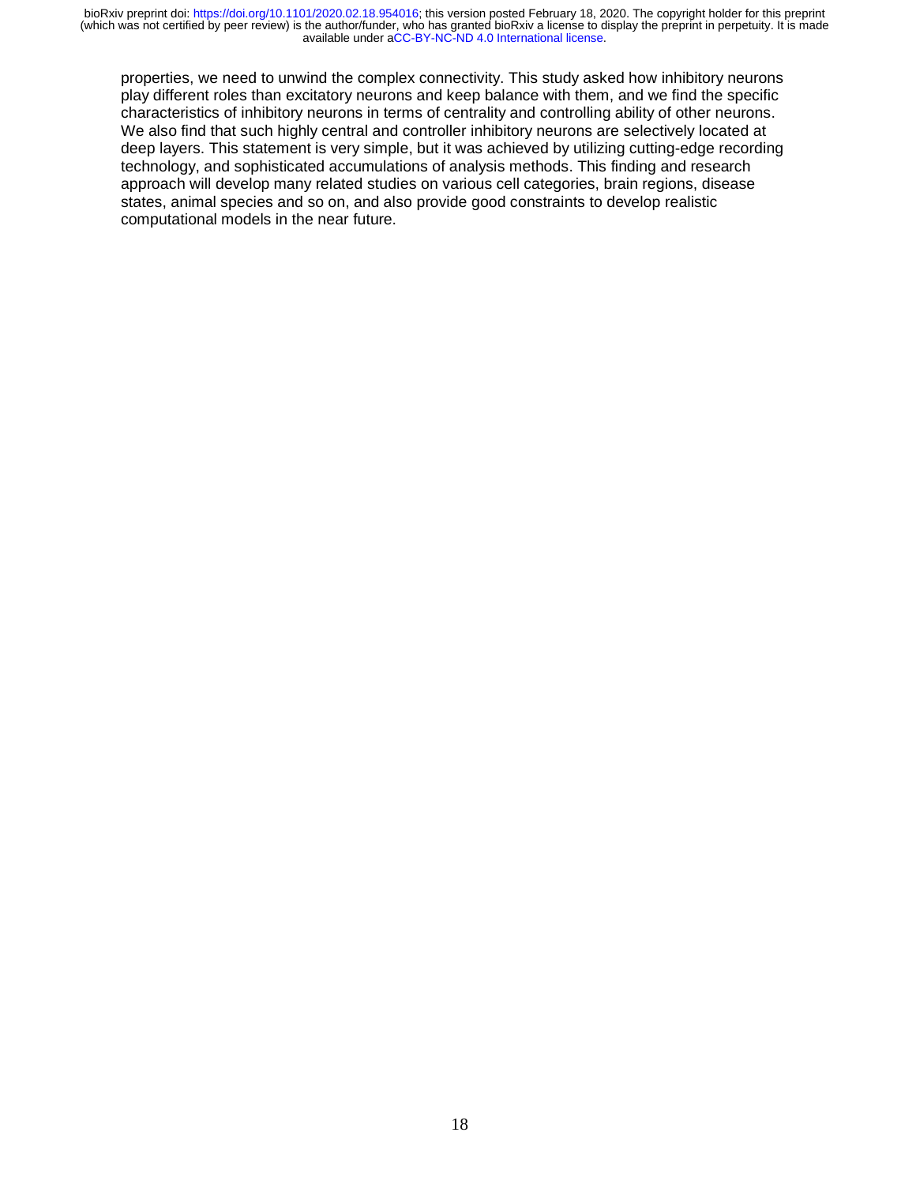properties, we need to unwind the complex connectivity. This study asked how inhibitory neurons play different roles than excitatory neurons and keep balance with them, and we find the specific characteristics of inhibitory neurons in terms of centrality and controlling ability of other neurons. We also find that such highly central and controller inhibitory neurons are selectively located at deep layers. This statement is very simple, but it was achieved by utilizing cutting-edge recording technology, and sophisticated accumulations of analysis methods. This finding and research approach will develop many related studies on various cell categories, brain regions, disease states, animal species and so on, and also provide good constraints to develop realistic computational models in the near future.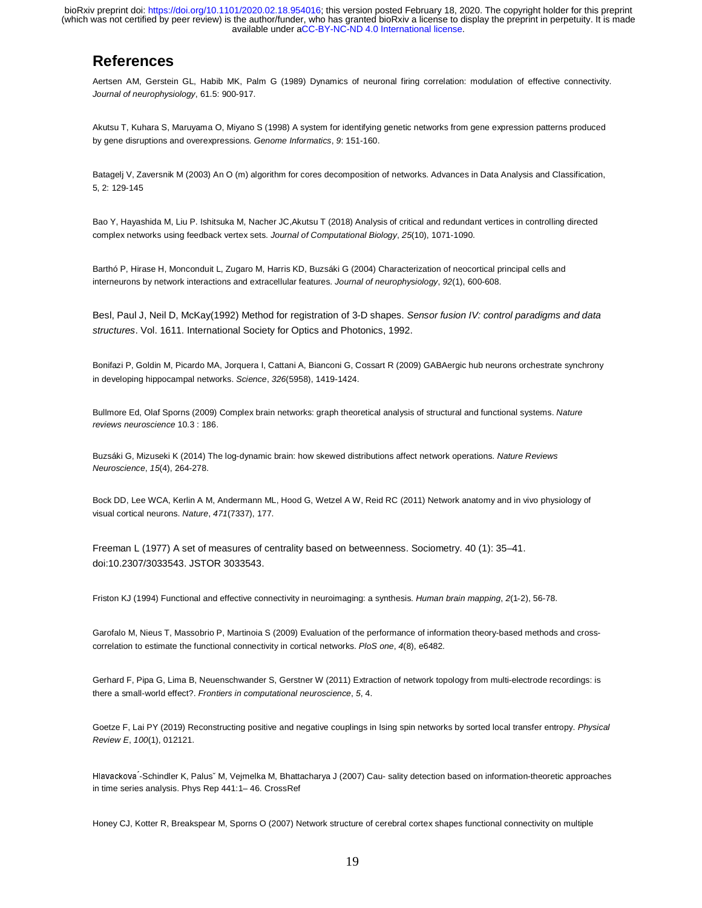## References

Aertsen AM, Gerstein GL, Habib MK, Palm G (1989) Dynamics of neuronal firing correlation: modulation of effective connectivity. *Journal of neurophysiology*, 61.5: 900-917.

Akutsu T, Kuhara S, Maruyama O, Miyano S (1998) A system for identifying genetic networks from gene expression patterns produced by gene disruptions and overexpressions. *Genome Informatics*, *9*: 151-160.

Batagelj V, Zaversnik M (2003) An O (m) algorithm for cores decomposition of networks. Advances in Data Analysis and Classification, 5, 2: 129-145

Bao Y, Hayashida M, Liu P. Ishitsuka M, Nacher JC,Akutsu T (2018) Analysis of critical and redundant vertices in controlling directed complex networks using feedback vertex sets. *Journal of Computational Biology*, *25*(10), 1071-1090.

Barthó P, Hirase H, Monconduit L, Zugaro M, Harris KD, Buzsáki G (2004) Characterization of neocortical principal cells and interneurons by network interactions and extracellular features. *Journal of neurophysiology*, *92*(1), 600-608.

Besl, Paul J, Neil D, McKay(1992) Method for registration of 3-D shapes. *Sensor fusion IV: control paradigms and data structures*. Vol. 1611. International Society for Optics and Photonics, 1992.

Bonifazi P, Goldin M, Picardo MA, Jorquera I, Cattani A, Bianconi G, Cossart R (2009) GABAergic hub neurons orchestrate synchrony in developing hippocampal networks. *Science*, *326*(5958), 1419-1424.

Bullmore Ed, Olaf Sporns (2009) Complex brain networks: graph theoretical analysis of structural and functional systems. *Nature reviews neuroscience* 10.3 : 186.

Buzsáki G, Mizuseki K (2014) The log-dynamic brain: how skewed distributions affect network operations. *Nature Reviews Neuroscience*, *15*(4), 264-278.

Bock DD, Lee WCA, Kerlin A M, Andermann ML, Hood G, Wetzel A W, Reid RC (2011) Network anatomy and in vivo physiology of visual cortical neurons. *Nature*, *471*(7337), 177.

Freeman L (1977) A set of measures of centrality based on betweenness. Sociometry. 40 (1): 35–41. doi:10.2307/3033543. JSTOR 3033543.

Friston KJ (1994) Functional and effective connectivity in neuroimaging: a synthesis. *Human brain mapping*, *2*(1-2), 56-78.

Garofalo M, Nieus T, Massobrio P, Martinoia S (2009) Evaluation of the performance of information theory-based methods and cross-correlation to estimate the functional connectivity in cortical networks. *PloS one*, *4*(8), e6482.

Gerhard F, Pipa G, Lima B, Neuenschwander S, Gerstner W (2011) Extraction of network topology from multi-electrode recordings: is there a small-world effect?. *Frontiers in computational neuroscience*, *5*, 4.

Goetze F, Lai PY (2019) Reconstructing positive and negative couplings in Ising spin networks by sorted local transfer entropy. *Physical Review E*, *100*(1), 012121.

Hlavackova´-Schindler K, Palusˇ M, Vejmelka M, Bhattacharya J (2007) Cau- sality detection based on information-theoretic approaches in time series analysis. Phys Rep 441:1– 46. CrossRef

Honey CJ, Kotter R, Breakspear M, Sporns O (2007) Network structure of cerebral cortex shapes functional connectivity on multiple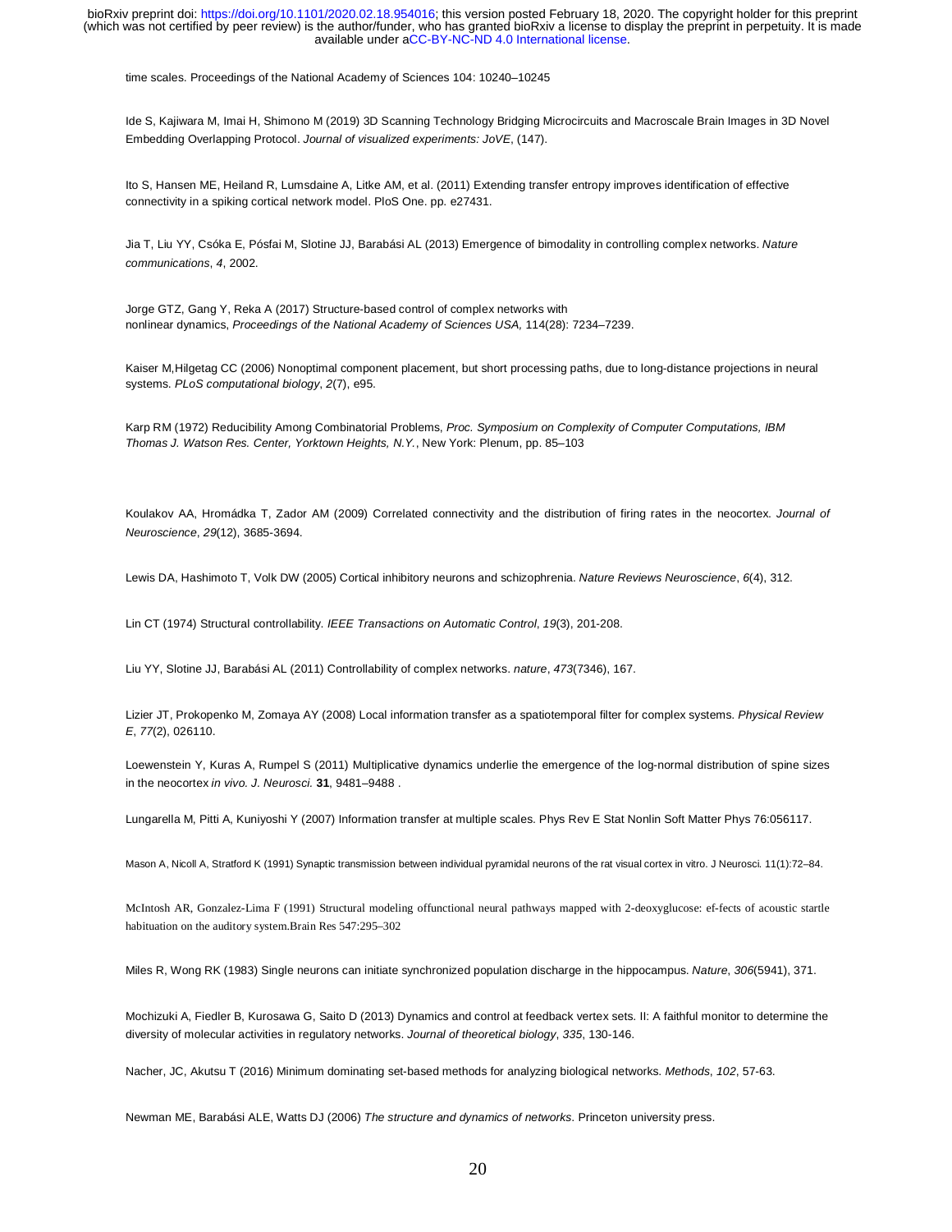time scales. Proceedings of the National Academy of Sciences 104: 10240–10245

Ide S, Kajiwara M, Imai H, Shimono M (2019) 3D Scanning Technology Bridging Microcircuits and Macroscale Brain Images in 3D Novel Embedding Overlapping Protocol. *Journal of visualized experiments: JoVE*, (147).

Ito S, Hansen ME, Heiland R, Lumsdaine A, Litke AM, et al. (2011) Extending transfer entropy improves identification of effective connectivity in a spiking cortical network model. PloS One. pp. e27431.

Jia T, Liu YY, Csóka E, Pósfai M, Slotine JJ, Barabási AL (2013) Emergence of bimodality in controlling complex networks. *Nature communications*, *4*, 2002.

Jorge GTZ, Gang Y, Reka A (2017) Structure-based control of complex networks with nonlinear dynamics, *Proceedings of the National Academy of Sciences USA,* 114(28): 7234–7239.

Kaiser M,Hilgetag CC (2006) Nonoptimal component placement, but short processing paths, due to long-distance projections in neural systems. *PLoS computational biology*, *2*(7), e95.

Karp RM (1972) Reducibility Among Combinatorial Problems, *Proc. Symposium on Complexity of Computer Computations, IBM Thomas J. Watson Res. Center, Yorktown Heights, N.Y.*, New York: Plenum, pp. 85–103

Koulakov AA, Hromádka T, Zador AM (2009) Correlated connectivity and the distribution of firing rates in the neocortex. *Journal of Neuroscience*, *29*(12), 3685-3694.

Lewis DA, Hashimoto T, Volk DW (2005) Cortical inhibitory neurons and schizophrenia. *Nature Reviews Neuroscience*, *6*(4), 312.

Lin CT (1974) Structural controllability. *IEEE Transactions on Automatic Control*, *19*(3), 201-208.

Liu YY, Slotine JJ, Barabási AL (2011) Controllability of complex networks. *nature*, *473*(7346), 167.

Lizier JT, Prokopenko M, Zomaya AY (2008) Local information transfer as a spatiotemporal filter for complex systems. *Physical Review E*, *77*(2), 026110.

Loewenstein Y, Kuras A, Rumpel S (2011) Multiplicative dynamics underlie the emergence of the log-normal distribution of spine sizes in the neocortex *in vivo*. *J. Neurosci.* **31**, 9481–9488 .

Lungarella M, Pitti A, Kuniyoshi Y (2007) Information transfer at multiple scales. Phys Rev E Stat Nonlin Soft Matter Phys 76:056117.

Mason A, Nicoll A, Stratford K (1991) Synaptic transmission between individual pyramidal neurons of the rat visual cortex in vitro. J Neurosci. 11(1):72–84.

McIntosh AR, Gonzalez-Lima F (1991) Structural modeling offunctional neural pathways mapped with 2-deoxyglucose: ef-fects of acoustic startle habituation on the auditory system.Brain Res 547:295–302

Miles R, Wong RK (1983) Single neurons can initiate synchronized population discharge in the hippocampus. *Nature*, *306*(5941), 371.

Mochizuki A, Fiedler B, Kurosawa G, Saito D (2013) Dynamics and control at feedback vertex sets. II: A faithful monitor to determine the diversity of molecular activities in regulatory networks. *Journal of theoretical biology*, *335*, 130-146.

Nacher, JC, Akutsu T (2016) Minimum dominating set-based methods for analyzing biological networks. *Methods*, *102*, 57-63.

Newman ME, Barabási ALE, Watts DJ (2006) *The structure and dynamics of networks*. Princeton university press.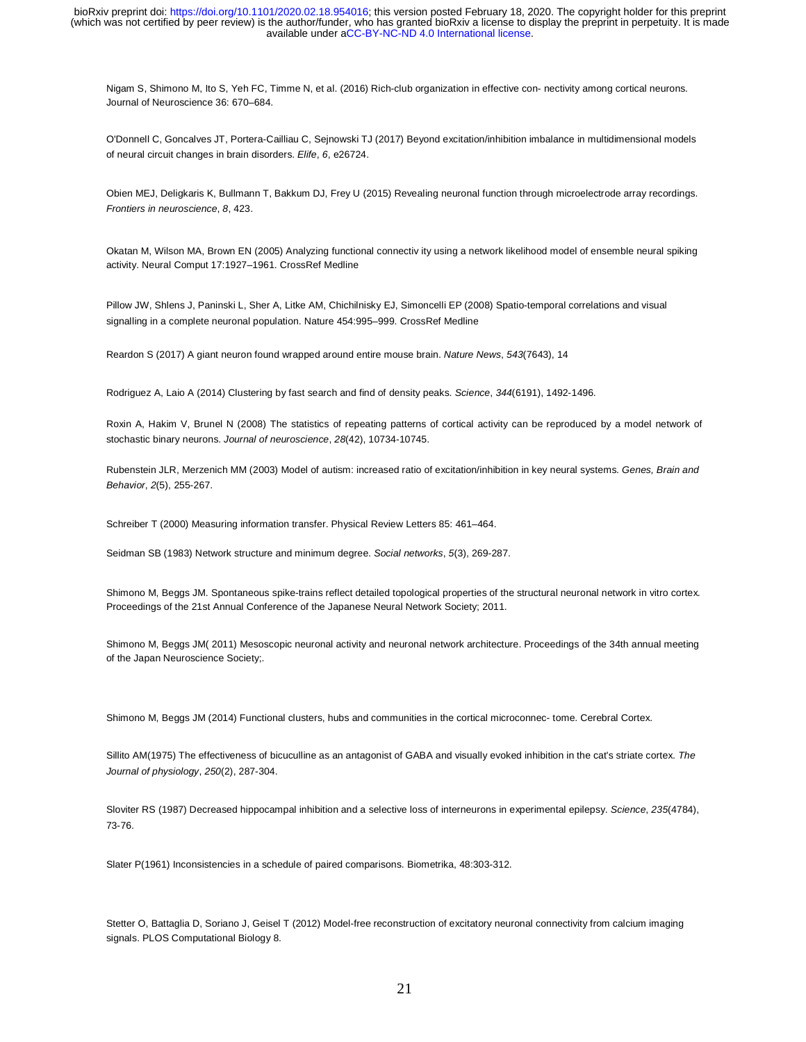Nigam S, Shimono M, Ito S, Yeh FC, Timme N, et al. (2016) Rich-club organization in effective con- nectivity among cortical neurons. Journal of Neuroscience 36: 670–684.

O'Donnell C, Goncalves JT, Portera-Cailliau C, Sejnowski TJ (2017) Beyond excitation/inhibition imbalance in multidimensional models of neural circuit changes in brain disorders. *Elife*, *6*, e26724.

Obien MEJ, Deligkaris K, Bullmann T, Bakkum DJ, Frey U (2015) Revealing neuronal function through microelectrode array recordings. *Frontiers in neuroscience*, *8*, 423.

Okatan M, Wilson MA, Brown EN (2005) Analyzing functional connectiv ity using a network likelihood model of ensemble neural spiking activity. Neural Comput 17:1927–1961. CrossRef Medline

Pillow JW, Shlens J, Paninski L, Sher A, Litke AM, Chichilnisky EJ, Simoncelli EP (2008) Spatio-temporal correlations and visual signalling in a complete neuronal population. Nature 454:995–999. CrossRef Medline

Reardon S (2017) A giant neuron found wrapped around entire mouse brain. *Nature News*, *543*(7643), 14

Rodriguez A, Laio A (2014) Clustering by fast search and find of density peaks. *Science*, *344*(6191), 1492-1496.

Roxin A, Hakim V, Brunel N (2008) The statistics of repeating patterns of cortical activity can be reproduced by a model network of stochastic binary neurons. *Journal of neuroscience*, *28*(42), 10734-10745.

Rubenstein JLR, Merzenich MM (2003) Model of autism: increased ratio of excitation/inhibition in key neural systems. *Genes, Brain and Behavior*, *2*(5), 255-267.

Schreiber T (2000) Measuring information transfer. Physical Review Letters 85: 461–464.

Seidman SB (1983) Network structure and minimum degree. *Social networks*, *5*(3), 269-287.

Shimono M, Beggs JM. Spontaneous spike-trains reflect detailed topological properties of the structural neuronal network in vitro cortex. Proceedings of the 21st Annual Conference of the Japanese Neural Network Society; 2011.

Shimono M, Beggs JM( 2011) Mesoscopic neuronal activity and neuronal network architecture. Proceedings of the 34th annual meeting of the Japan Neuroscience Society;.

Shimono M, Beggs JM (2014) Functional clusters, hubs and communities in the cortical microconnec- tome. Cerebral Cortex.

Sillito AM(1975) The effectiveness of bicuculline as an antagonist of GABA and visually evoked inhibition in the cat's striate cortex. *The Journal of physiology*, *250*(2), 287-304.

Sloviter RS (1987) Decreased hippocampal inhibition and a selective loss of interneurons in experimental epilepsy. *Science*, *235*(4784), 73-76.

Slater P(1961) Inconsistencies in a schedule of paired comparisons. Biometrika, 48:303-312.

Stetter O, Battaglia D, Soriano J, Geisel T (2012) Model-free reconstruction of excitatory neuronal connectivity from calcium imaging signals. PLOS Computational Biology 8.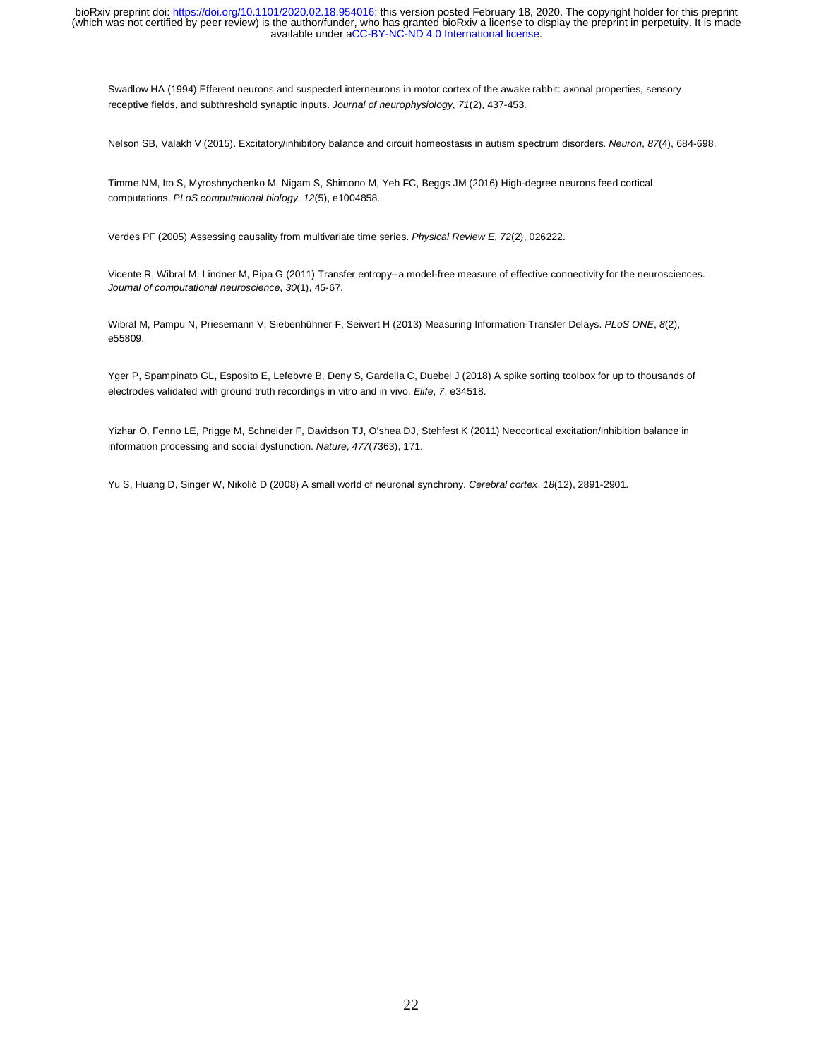Swadlow HA (1994) Efferent neurons and suspected interneurons in motor cortex of the awake rabbit: axonal properties, sensory receptive fields, and subthreshold synaptic inputs. *Journal of neurophysiology*, *71*(2), 437-453.

Nelson SB, Valakh V (2015). Excitatory/inhibitory balance and circuit homeostasis in autism spectrum disorders. *Neuron*, *87*(4), 684-698.

Timme NM, Ito S, Myroshnychenko M, Nigam S, Shimono M, Yeh FC, Beggs JM (2016) High-degree neurons feed cortical computations. *PLoS computational biology*, *12*(5), e1004858.

Verdes PF (2005) Assessing causality from multivariate time series. *Physical Review E*, *72*(2), 026222.

Vicente R, Wibral M, Lindner M, Pipa G (2011) Transfer entropy--a model-free measure of effective connectivity for the neurosciences. *Journal of computational neuroscience*, *30*(1), 45-67.

Wibral M, Pampu N, Priesemann V, Siebenhühner F, Seiwert H (2013) Measuring Information-Transfer Delays. *PLoS ONE*, *8*(2), e55809.

Yger P, Spampinato GL, Esposito E, Lefebvre B, Deny S, Gardella C, Duebel J (2018) A spike sorting toolbox for up to thousands of electrodes validated with ground truth recordings in vitro and in vivo. *Elife*, *7*, e34518.

Yizhar O, Fenno LE, Prigge M, Schneider F, Davidson TJ, O'shea DJ, Stehfest K (2011) Neocortical excitation/inhibition balance in information processing and social dysfunction. *Nature*, *477*(7363), 171.

Yu S, Huang D, Singer W, Nikolić D (2008) A small world of neuronal synchrony. *Cerebral cortex*, *18*(12), 2891-2901.